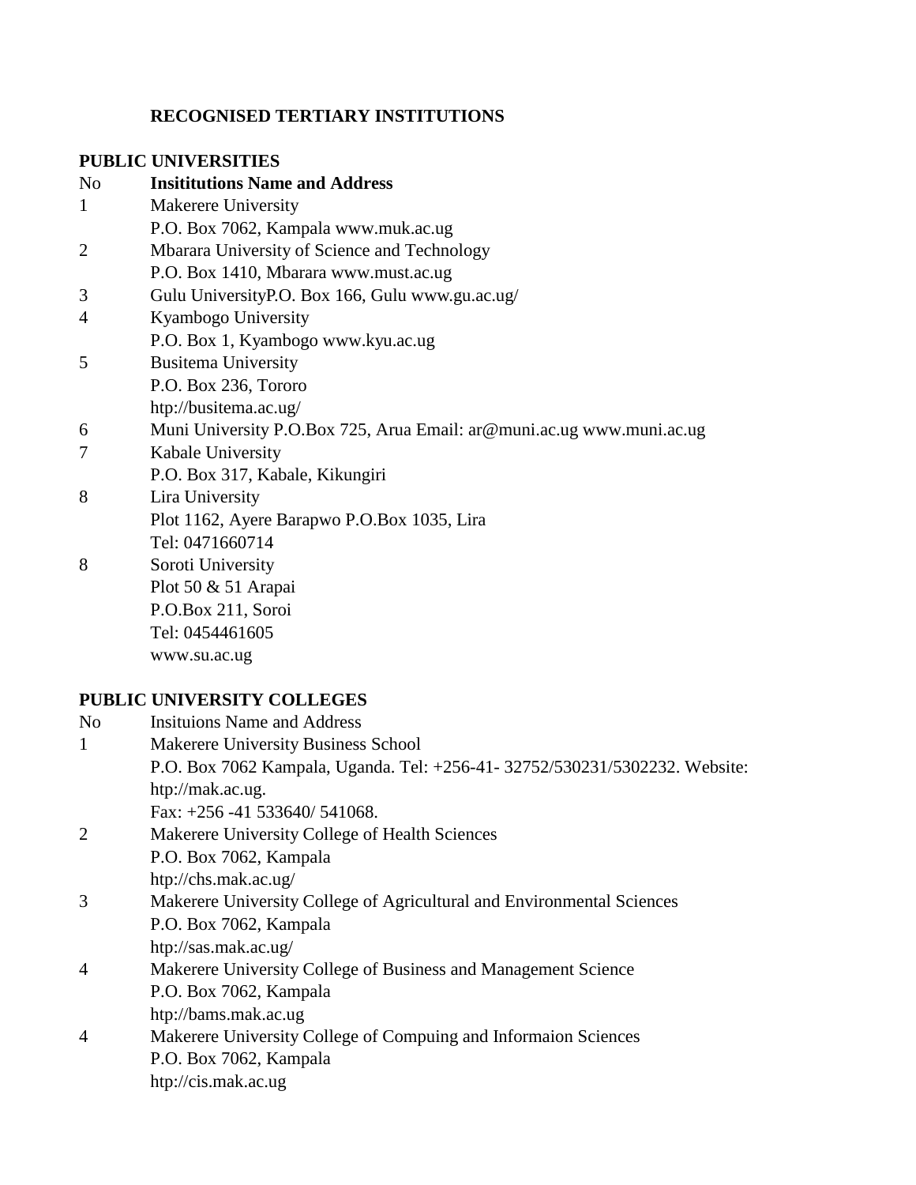# RECOGNISED TERTIARY INSTITUTIONS

## PUBLIC UNIVERSITIES

| No | **Insititutions Name and Address** |
|---|---|
| 1 | Makerere University<br>P.O. Box 7062, Kampala www.muk.ac.ug |
| 2 | Mbarara University of Science and Technology<br>P.O. Box 1410, Mbarara www.must.ac.ug |
| 3 | Gulu UniversityP.O. Box 166, Gulu www.gu.ac.ug/ |
| 4 | Kyambogo University<br>P.O. Box 1, Kyambogo www.kyu.ac.ug |
| 5 | Busitema University<br>P.O. Box 236, Tororo<br>htp://busitema.ac.ug/ |
| 6 | Muni University P.O.Box 725, Arua Email: ar@muni.ac.ug www.muni.ac.ug |
| 7 | Kabale University<br>P.O. Box 317, Kabale, Kikungiri |
| 8 | Lira University<br>Plot 1162, Ayere Barapwo P.O.Box 1035, Lira<br>Tel: 0471660714 |
| 8 | Soroti University<br>Plot 50 & 51 Arapai<br>P.O.Box 211, Soroi<br>Tel: 0454461605<br>www.su.ac.ug |

## PUBLIC UNIVERSITY COLLEGES

| No | Insituions Name and Address |
|---|---|
| 1 | Makerere University Business School<br>P.O. Box 7062 Kampala, Uganda. Tel: +256-41- 32752/530231/5302232. Website: htp://mak.ac.ug.<br>Fax: +256 -41 533640/ 541068. |
| 2 | Makerere University College of Health Sciences<br>P.O. Box 7062, Kampala<br>htp://chs.mak.ac.ug/ |
| 3 | Makerere University College of Agricultural and Environmental Sciences<br>P.O. Box 7062, Kampala<br>htp://sas.mak.ac.ug/ |
| 4 | Makerere University College of Business and Management Science<br>P.O. Box 7062, Kampala<br>htp://bams.mak.ac.ug |
| 4 | Makerere University College of Compuing and Informaion Sciences<br>P.O. Box 7062, Kampala<br>htp://cis.mak.ac.ug |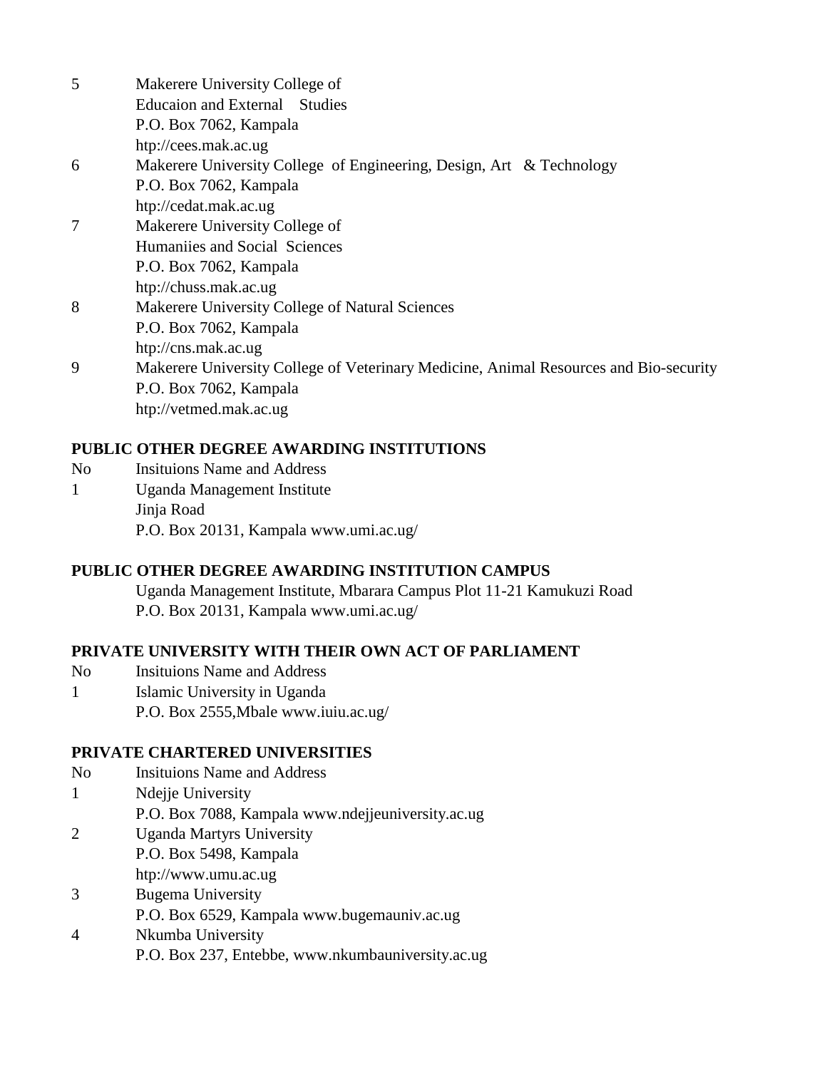| | |
|---|---|
| 5 | Makerere University College of<br>Educaion and External Studies<br>P.O. Box 7062, Kampala<br>htp://cees.mak.ac.ug |
| 6 | Makerere University College of Engineering, Design, Art & Technology<br>P.O. Box 7062, Kampala<br>htp://cedat.mak.ac.ug |
| 7 | Makerere University College of<br>Humaniies and Social Sciences<br>P.O. Box 7062, Kampala<br>htp://chuss.mak.ac.ug |
| 8 | Makerere University College of Natural Sciences<br>P.O. Box 7062, Kampala<br>htp://cns.mak.ac.ug |
| 9 | Makerere University College of Veterinary Medicine, Animal Resources and Bio-security<br>P.O. Box 7062, Kampala<br>htp://vetmed.mak.ac.ug |

**PUBLIC OTHER DEGREE AWARDING INSTITUTIONS**

| No | Insituions Name and Address |
|---|---|
| 1 | Uganda Management Institute<br>Jinja Road<br>P.O. Box 20131, Kampala www.umi.ac.ug/ |

**PUBLIC OTHER DEGREE AWARDING INSTITUTION CAMPUS**

Uganda Management Institute, Mbarara Campus Plot 11-21 Kamukuzi Road
P.O. Box 20131, Kampala www.umi.ac.ug/

**PRIVATE UNIVERSITY WITH THEIR OWN ACT OF PARLIAMENT**

| No | Insituions Name and Address |
|---|---|
| 1 | Islamic University in Uganda<br>P.O. Box 2555,Mbale www.iuiu.ac.ug/ |

**PRIVATE CHARTERED UNIVERSITIES**

| No | Insituions Name and Address |
|---|---|
| 1 | Ndejje University<br>P.O. Box 7088, Kampala www.ndejjeuniversity.ac.ug |
| 2 | Uganda Martyrs University<br>P.O. Box 5498, Kampala<br>htp://www.umu.ac.ug |
| 3 | Bugema University<br>P.O. Box 6529, Kampala www.bugemauniv.ac.ug |
| 4 | Nkumba University<br>P.O. Box 237, Entebbe, www.nkumbauniversity.ac.ug |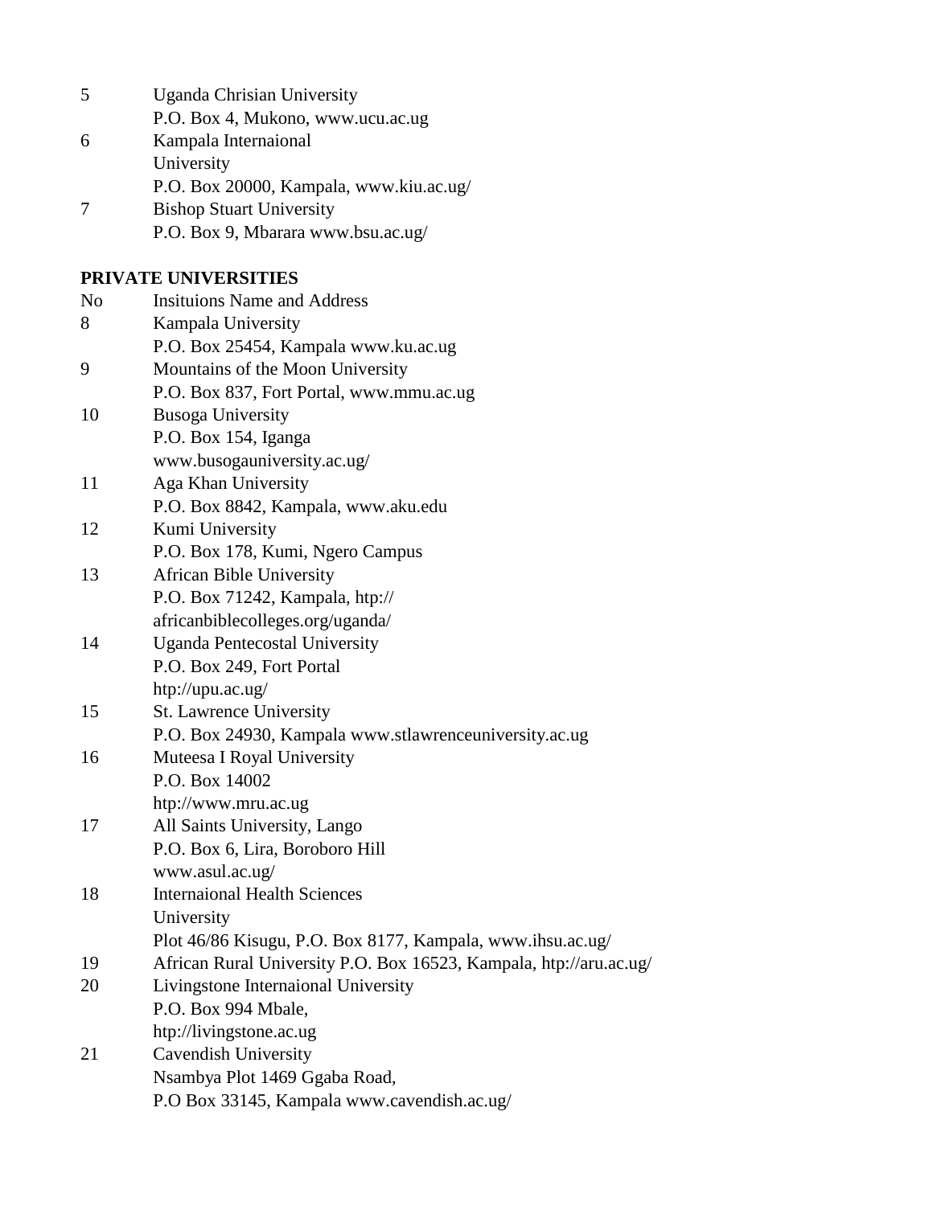| | |
|---|---|
| 5 | Uganda Chrisian University<br>P.O. Box 4, Mukono, www.ucu.ac.ug |
| 6 | Kampala Internaional University<br>P.O. Box 20000, Kampala, www.kiu.ac.ug/ |
| 7 | Bishop Stuart University<br>P.O. Box 9, Mbarara www.bsu.ac.ug/ |

**PRIVATE UNIVERSITIES**

| No | Insituions Name and Address |
|---|---|
| 8 | Kampala University<br>P.O. Box 25454, Kampala www.ku.ac.ug |
| 9 | Mountains of the Moon University<br>P.O. Box 837, Fort Portal, www.mmu.ac.ug |
| 10 | Busoga University<br>P.O. Box 154, Iganga<br>www.busogauniversity.ac.ug/ |
| 11 | Aga Khan University<br>P.O. Box 8842, Kampala, www.aku.edu |
| 12 | Kumi University<br>P.O. Box 178, Kumi, Ngero Campus |
| 13 | African Bible University<br>P.O. Box 71242, Kampala, htp://<br>africanbiblecolleges.org/uganda/ |
| 14 | Uganda Pentecostal University<br>P.O. Box 249, Fort Portal<br>htp://upu.ac.ug/ |
| 15 | St. Lawrence University<br>P.O. Box 24930, Kampala www.stlawrenceuniversity.ac.ug |
| 16 | Muteesa I Royal University<br>P.O. Box 14002<br>htp://www.mru.ac.ug |
| 17 | All Saints University, Lango<br>P.O. Box 6, Lira, Boroboro Hill<br>www.asul.ac.ug/ |
| 18 | Internaional Health Sciences University<br>Plot 46/86 Kisugu, P.O. Box 8177, Kampala, www.ihsu.ac.ug/ |
| 19 | African Rural University P.O. Box 16523, Kampala, htp://aru.ac.ug/ |
| 20 | Livingstone Internaional University<br>P.O. Box 994 Mbale,<br>htp://livingstone.ac.ug |
| 21 | Cavendish University<br>Nsambya Plot 1469 Ggaba Road,<br>P.O Box 33145, Kampala www.cavendish.ac.ug/ |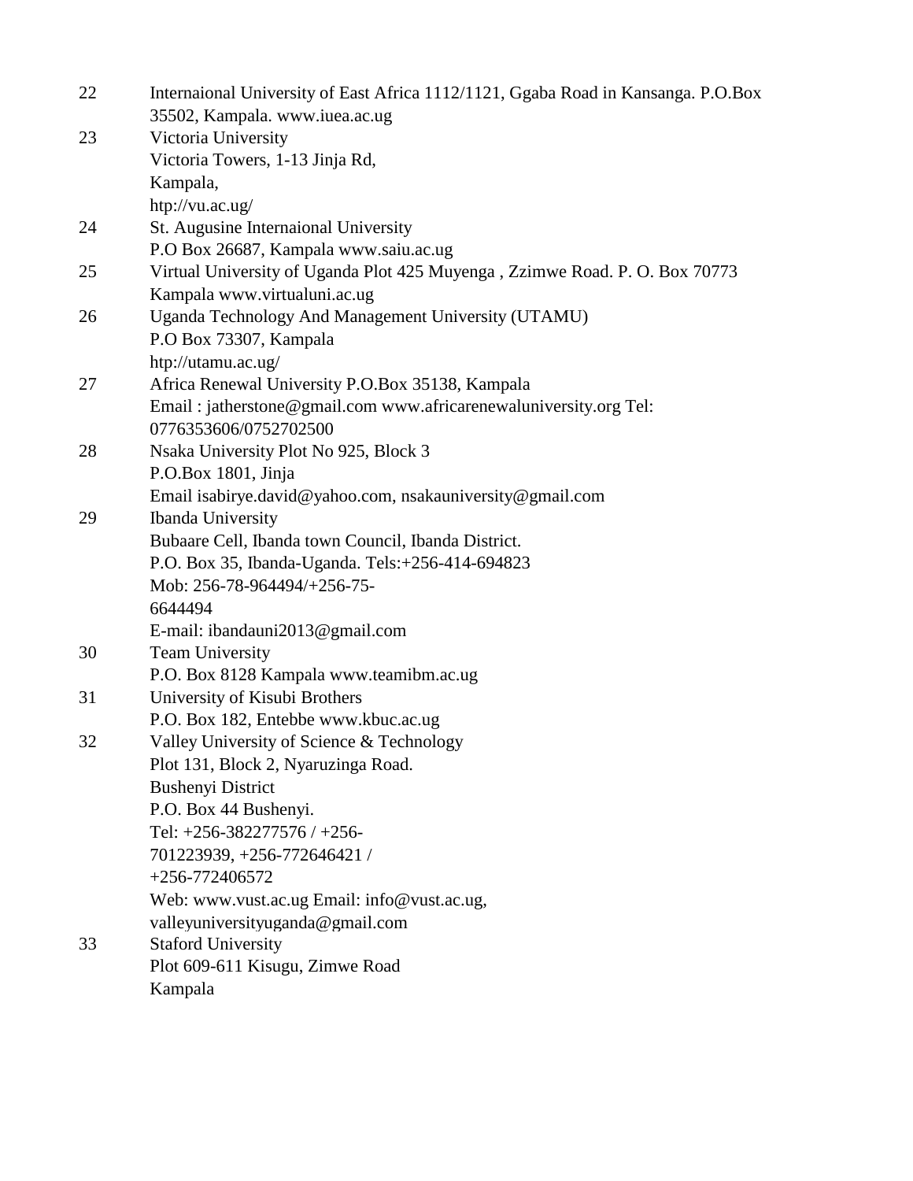| | |
|---|---|
| 22 | Internaional University of East Africa 1112/1121, Ggaba Road in Kansanga. P.O.Box 35502, Kampala. www.iuea.ac.ug |
| 23 | Victoria University<br>Victoria Towers, 1-13 Jinja Rd,<br>Kampala,<br>htp://vu.ac.ug/ |
| 24 | St. Augusine Internaional University<br>P.O Box 26687, Kampala www.saiu.ac.ug |
| 25 | Virtual University of Uganda Plot 425 Muyenga , Zzimwe Road. P. O. Box 70773 Kampala www.virtualuni.ac.ug |
| 26 | Uganda Technology And Management University (UTAMU)<br>P.O Box 73307, Kampala<br>htp://utamu.ac.ug/ |
| 27 | Africa Renewal University P.O.Box 35138, Kampala<br>Email : jatherstone@gmail.com www.africarenewaluniversity.org Tel: 0776353606/0752702500 |
| 28 | Nsaka University Plot No 925, Block 3<br>P.O.Box 1801, Jinja<br>Email isabirye.david@yahoo.com, nsakauniversity@gmail.com |
| 29 | Ibanda University<br>Bubaare Cell, Ibanda town Council, Ibanda District.<br>P.O. Box 35, Ibanda-Uganda. Tels:+256-414-694823<br>Mob: 256-78-964494/+256-75-<br>6644494<br>E-mail: ibandauni2013@gmail.com |
| 30 | Team University<br>P.O. Box 8128 Kampala www.teamibm.ac.ug |
| 31 | University of Kisubi Brothers<br>P.O. Box 182, Entebbe www.kbuc.ac.ug |
| 32 | Valley University of Science & Technology<br>Plot 131, Block 2, Nyaruzinga Road.<br>Bushenyi District<br>P.O. Box 44 Bushenyi.<br>Tel: +256-382277576 / +256-<br>701223939, +256-772646421 /<br>+256-772406572<br>Web: www.vust.ac.ug Email: info@vust.ac.ug,<br>valleyuniversityuganda@gmail.com |
| 33 | Staford University<br>Plot 609-611 Kisugu, Zimwe Road<br>Kampala |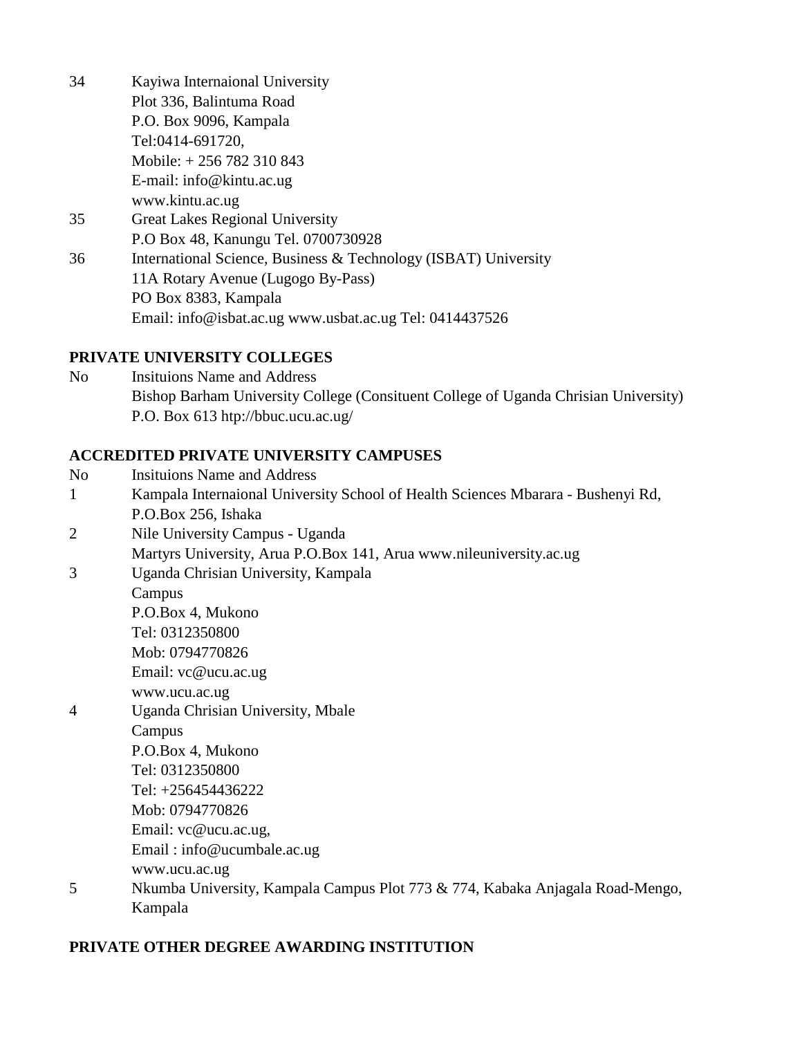34 Kayiwa Internaional University
Plot 336, Balintuma Road
P.O. Box 9096, Kampala
Tel:0414-691720,
Mobile: + 256 782 310 843
E-mail: info@kintu.ac.ug
www.kintu.ac.ug

35 Great Lakes Regional University
P.O Box 48, Kanungu Tel. 0700730928

36 International Science, Business & Technology (ISBAT) University
11A Rotary Avenue (Lugogo By-Pass)
PO Box 8383, Kampala
Email: info@isbat.ac.ug www.usbat.ac.ug Tel: 0414437526

**PRIVATE UNIVERSITY COLLEGES**

No Insituions Name and Address
Bishop Barham University College (Consituent College of Uganda Chrisian University)
P.O. Box 613 htp://bbuc.ucu.ac.ug/

**ACCREDITED PRIVATE UNIVERSITY CAMPUSES**

No Insituions Name and Address

1 Kampala Internaional University School of Health Sciences Mbarara - Bushenyi Rd,
P.O.Box 256, Ishaka

2 Nile University Campus - Uganda
Martyrs University, Arua P.O.Box 141, Arua www.nileuniversity.ac.ug

3 Uganda Chrisian University, Kampala
Campus
P.O.Box 4, Mukono
Tel: 0312350800
Mob: 0794770826
Email: vc@ucu.ac.ug
www.ucu.ac.ug

4 Uganda Chrisian University, Mbale
Campus
P.O.Box 4, Mukono
Tel: 0312350800
Tel: +256454436222
Mob: 0794770826
Email: vc@ucu.ac.ug,
Email : info@ucumbale.ac.ug
www.ucu.ac.ug

5 Nkumba University, Kampala Campus Plot 773 & 774, Kabaka Anjagala Road-Mengo,
Kampala

**PRIVATE OTHER DEGREE AWARDING INSTITUTION**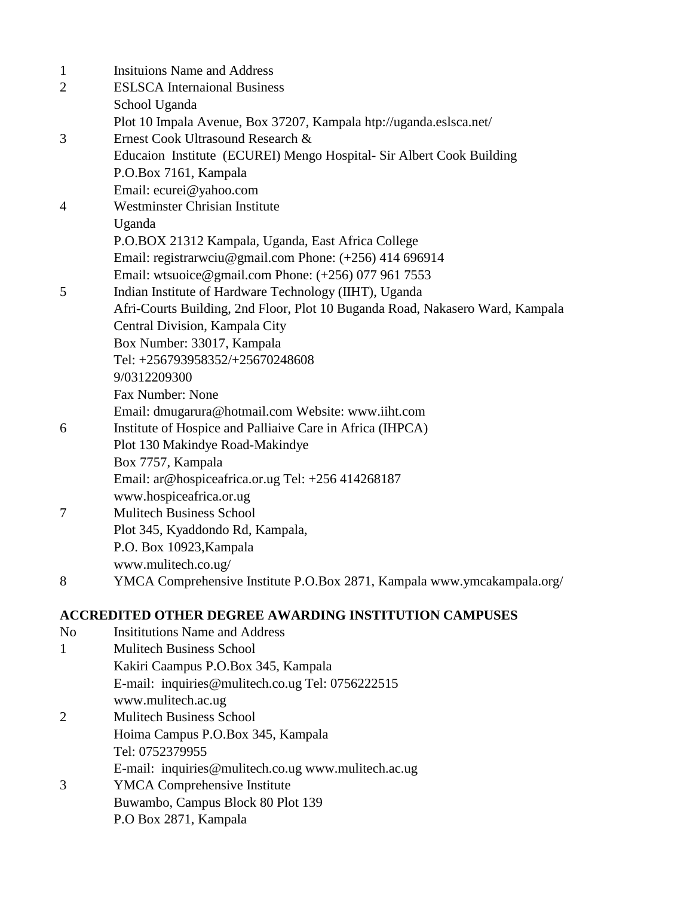| | |
|---|---|
| 1 | Insituions Name and Address |
| 2 | ESLSCA Internaional Business<br>School Uganda<br>Plot 10 Impala Avenue, Box 37207, Kampala htp://uganda.eslsca.net/ |
| 3 | Ernest Cook Ultrasound Research &<br>Educaion Institute (ECUREI) Mengo Hospital- Sir Albert Cook Building<br>P.O.Box 7161, Kampala<br>Email: ecurei@yahoo.com |
| 4 | Westminster Chrisian Institute<br>Uganda<br>P.O.BOX 21312 Kampala, Uganda, East Africa College<br>Email: registrarwciu@gmail.com Phone: (+256) 414 696914<br>Email: wtsuoice@gmail.com Phone: (+256) 077 961 7553 |
| 5 | Indian Institute of Hardware Technology (IIHT), Uganda<br>Afri-Courts Building, 2nd Floor, Plot 10 Buganda Road, Nakasero Ward, Kampala<br>Central Division, Kampala City<br>Box Number: 33017, Kampala<br>Tel: +256793958352/+25670248608<br>9/0312209300<br>Fax Number: None<br>Email: dmugarura@hotmail.com Website: www.iiht.com |
| 6 | Institute of Hospice and Palliaive Care in Africa (IHPCA)<br>Plot 130 Makindye Road-Makindye<br>Box 7757, Kampala<br>Email: ar@hospiceafrica.or.ug Tel: +256 414268187<br>www.hospiceafrica.or.ug |
| 7 | Mulitech Business School<br>Plot 345, Kyaddondo Rd, Kampala,<br>P.O. Box 10923,Kampala<br>www.mulitech.co.ug/ |
| 8 | YMCA Comprehensive Institute P.O.Box 2871, Kampala www.ymcakampala.org/ |

## ACCREDITED OTHER DEGREE AWARDING INSTITUTION CAMPUSES

| No | Insititutions Name and Address |
|---|---|
| 1 | Mulitech Business School<br>Kakiri Caampus P.O.Box 345, Kampala<br>E-mail: inquiries@mulitech.co.ug Tel: 0756222515<br>www.mulitech.ac.ug |
| 2 | Mulitech Business School<br>Hoima Campus P.O.Box 345, Kampala<br>Tel: 0752379955<br>E-mail: inquiries@mulitech.co.ug www.mulitech.ac.ug |
| 3 | YMCA Comprehensive Institute<br>Buwambo, Campus Block 80 Plot 139<br>P.O Box 2871, Kampala |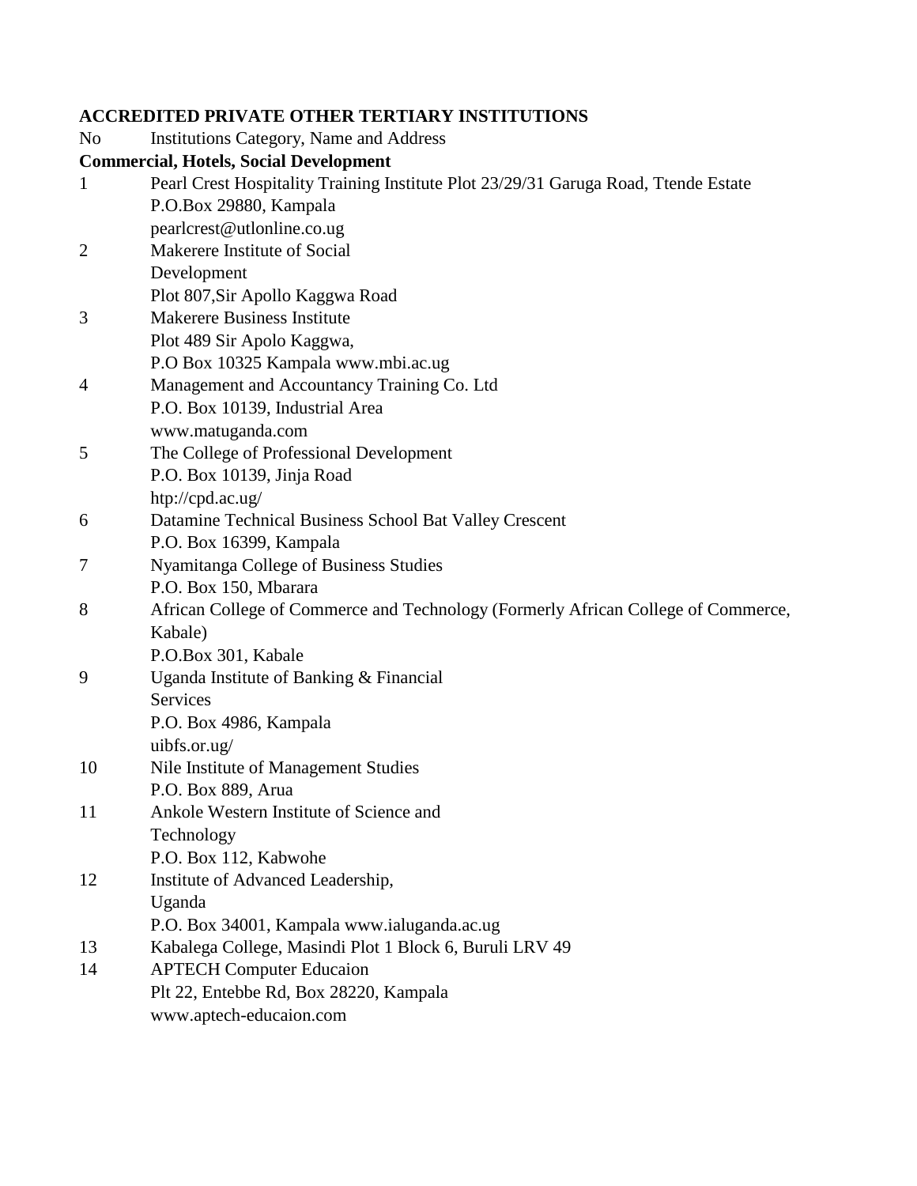**ACCREDITED PRIVATE OTHER TERTIARY INSTITUTIONS**

| No | Institutions Category, Name and Address |
|---|---|
| | **Commercial, Hotels, Social Development** |
| 1 | Pearl Crest Hospitality Training Institute Plot 23/29/31 Garuga Road, Ttende Estate P.O.Box 29880, Kampala pearlcrest@utlonline.co.ug |
| 2 | Makerere Institute of Social Development Plot 807,Sir Apollo Kaggwa Road |
| 3 | Makerere Business Institute Plot 489 Sir Apolo Kaggwa, P.O Box 10325 Kampala www.mbi.ac.ug |
| 4 | Management and Accountancy Training Co. Ltd P.O. Box 10139, Industrial Area www.matuganda.com |
| 5 | The College of Professional Development P.O. Box 10139, Jinja Road htp://cpd.ac.ug/ |
| 6 | Datamine Technical Business School Bat Valley Crescent P.O. Box 16399, Kampala |
| 7 | Nyamitanga College of Business Studies P.O. Box 150, Mbarara |
| 8 | African College of Commerce and Technology (Formerly African College of Commerce, Kabale) P.O.Box 301, Kabale |
| 9 | Uganda Institute of Banking & Financial Services P.O. Box 4986, Kampala uibfs.or.ug/ |
| 10 | Nile Institute of Management Studies P.O. Box 889, Arua |
| 11 | Ankole Western Institute of Science and Technology P.O. Box 112, Kabwohe |
| 12 | Institute of Advanced Leadership, Uganda P.O. Box 34001, Kampala www.ialuganda.ac.ug |
| 13 | Kabalega College, Masindi Plot 1 Block 6, Buruli LRV 49 |
| 14 | APTECH Computer Educaion Plt 22, Entebbe Rd, Box 28220, Kampala www.aptech-educaion.com |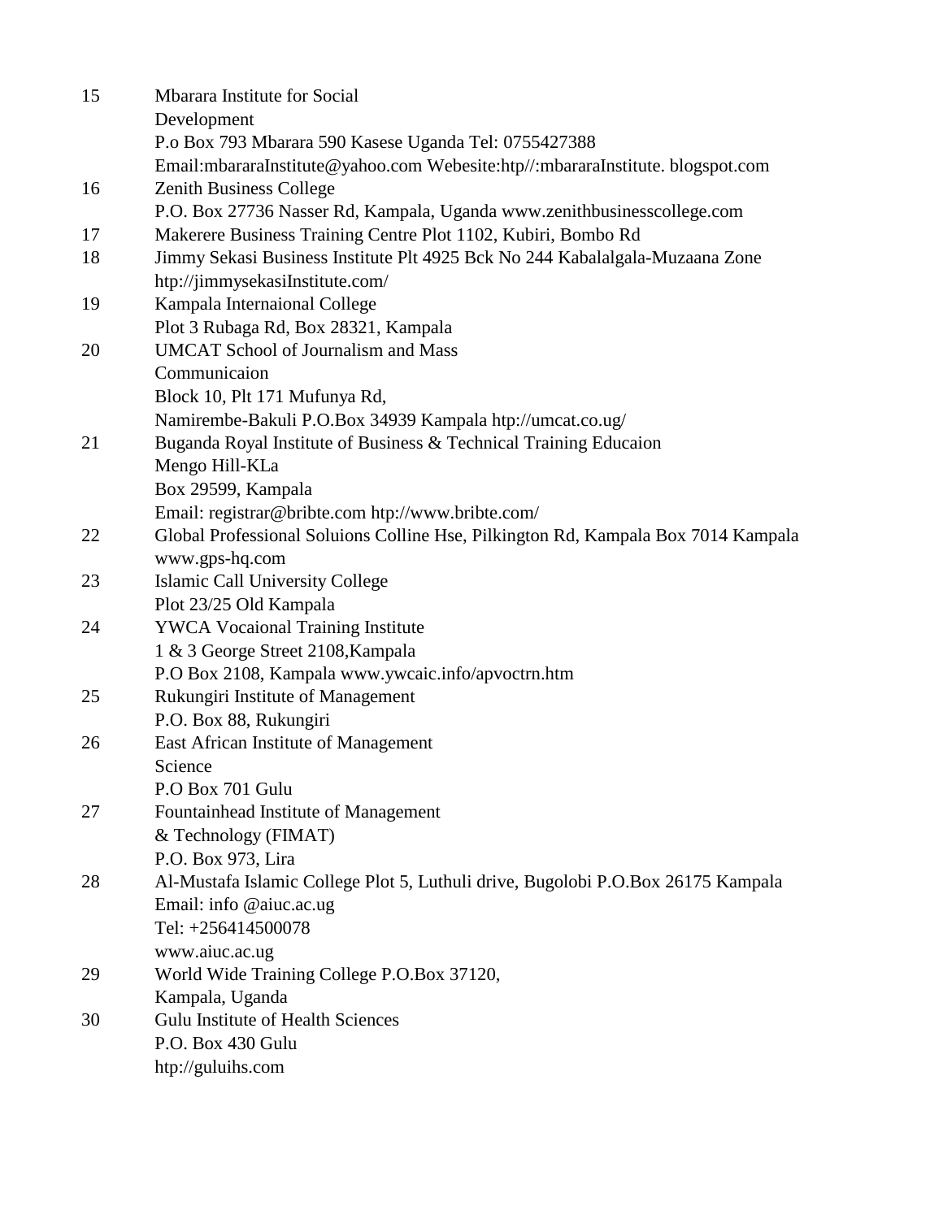| | |
|---|---|
| 15 | Mbarara Institute for Social<br>Development<br>P.o Box 793 Mbarara 590 Kasese Uganda Tel: 0755427388<br>Email:mbararaInstitute@yahoo.com Webesite:htp//:mbararaInstitute. blogspot.com |
| 16 | Zenith Business College<br>P.O. Box 27736 Nasser Rd, Kampala, Uganda www.zenithbusinesscollege.com |
| 17 | Makerere Business Training Centre Plot 1102, Kubiri, Bombo Rd |
| 18 | Jimmy Sekasi Business Institute Plt 4925 Bck No 244 Kabalalgala-Muzaana Zone<br>htp://jimmysekasiInstitute.com/ |
| 19 | Kampala Internaional College<br>Plot 3 Rubaga Rd, Box 28321, Kampala |
| 20 | UMCAT School of Journalism and Mass<br>Communicaion<br>Block 10, Plt 171 Mufunya Rd,<br>Namirembe-Bakuli P.O.Box 34939 Kampala htp://umcat.co.ug/ |
| 21 | Buganda Royal Institute of Business & Technical Training Educaion<br>Mengo Hill-KLa<br>Box 29599, Kampala<br>Email: registrar@bribte.com htp://www.bribte.com/ |
| 22 | Global Professional Soluions Colline Hse, Pilkington Rd, Kampala Box 7014 Kampala<br>www.gps-hq.com |
| 23 | Islamic Call University College<br>Plot 23/25 Old Kampala |
| 24 | YWCA Vocaional Training Institute<br>1 & 3 George Street 2108,Kampala<br>P.O Box 2108, Kampala www.ywcaic.info/apvoctrn.htm |
| 25 | Rukungiri Institute of Management<br>P.O. Box 88, Rukungiri |
| 26 | East African Institute of Management<br>Science<br>P.O Box 701 Gulu |
| 27 | Fountainhead Institute of Management<br>& Technology (FIMAT)<br>P.O. Box 973, Lira |
| 28 | Al-Mustafa Islamic College Plot 5, Luthuli drive, Bugolobi P.O.Box 26175 Kampala<br>Email: info @aiuc.ac.ug<br>Tel: +256414500078<br>www.aiuc.ac.ug |
| 29 | World Wide Training College P.O.Box 37120,<br>Kampala, Uganda |
| 30 | Gulu Institute of Health Sciences<br>P.O. Box 430 Gulu<br>htp://guluihs.com |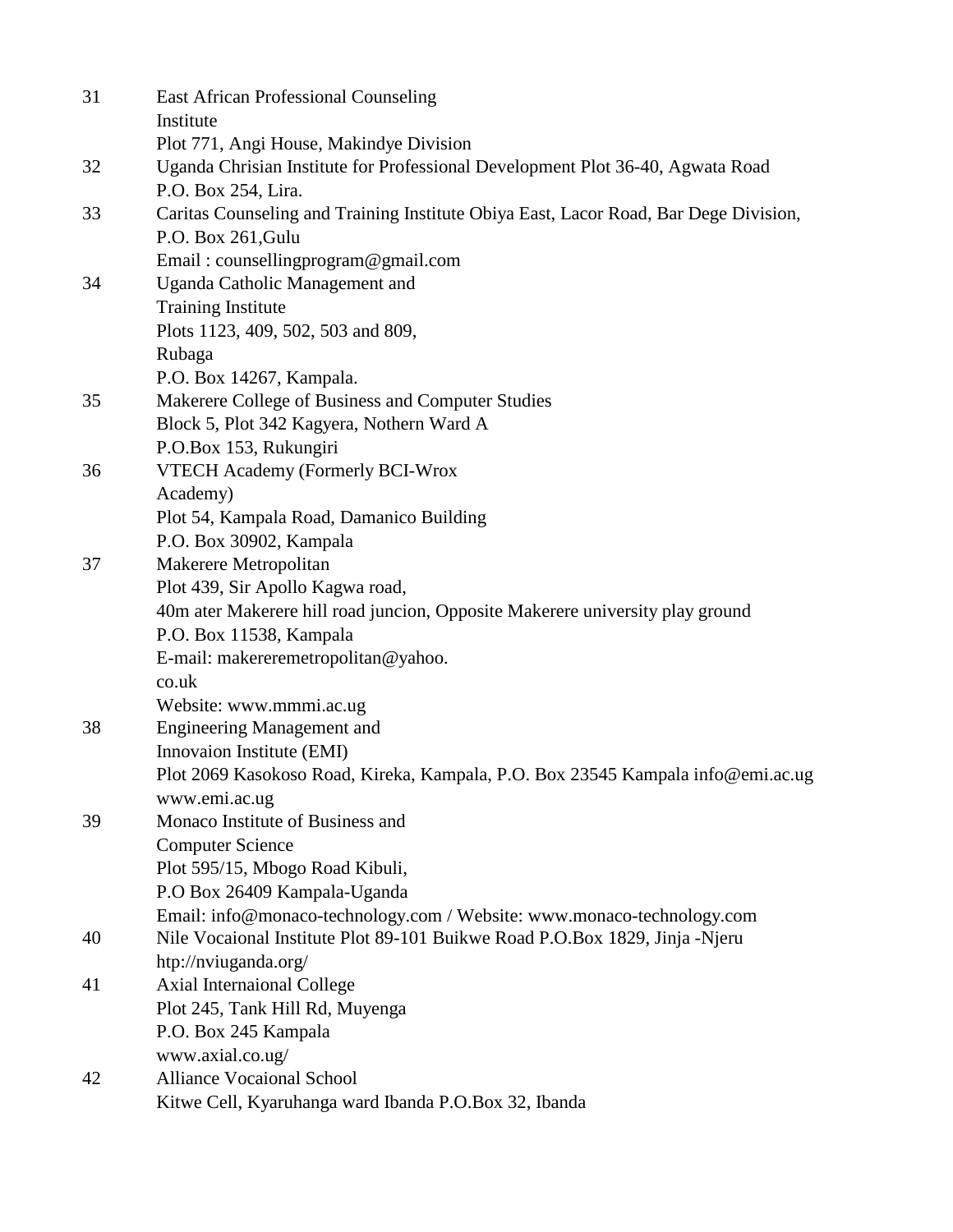| | |
|---|---|
| 31 | East African Professional Counseling Institute<br>Plot 771, Angi House, Makindye Division |
| 32 | Uganda Chrisian Institute for Professional Development Plot 36-40, Agwata Road<br>P.O. Box 254, Lira. |
| 33 | Caritas Counseling and Training Institute Obiya East, Lacor Road, Bar Dege Division,<br>P.O. Box 261,Gulu<br>Email : counsellingprogram@gmail.com |
| 34 | Uganda Catholic Management and Training Institute<br>Plots 1123, 409, 502, 503 and 809,<br>Rubaga<br>P.O. Box 14267, Kampala. |
| 35 | Makerere College of Business and Computer Studies<br>Block 5, Plot 342 Kagyera, Nothern Ward A<br>P.O.Box 153, Rukungiri |
| 36 | VTECH Academy (Formerly BCI-Wrox Academy)<br>Plot 54, Kampala Road, Damanico Building<br>P.O. Box 30902, Kampala |
| 37 | Makerere Metropolitan<br>Plot 439, Sir Apollo Kagwa road,<br>40m ater Makerere hill road juncion, Opposite Makerere university play ground<br>P.O. Box 11538, Kampala<br>E-mail: makereremetropolitan@yahoo.co.uk<br>Website: www.mmmi.ac.ug |
| 38 | Engineering Management and Innovaion Institute (EMI)<br>Plot 2069 Kasokoso Road, Kireka, Kampala, P.O. Box 23545 Kampala info@emi.ac.ug<br>www.emi.ac.ug |
| 39 | Monaco Institute of Business and Computer Science<br>Plot 595/15, Mbogo Road Kibuli,<br>P.O Box 26409 Kampala-Uganda<br>Email: info@monaco-technology.com / Website: www.monaco-technology.com |
| 40 | Nile Vocaional Institute Plot 89-101 Buikwe Road P.O.Box 1829, Jinja -Njeru<br>htp://nviuganda.org/ |
| 41 | Axial Internaional College<br>Plot 245, Tank Hill Rd, Muyenga<br>P.O. Box 245 Kampala<br>www.axial.co.ug/ |
| 42 | Alliance Vocaional School<br>Kitwe Cell, Kyaruhanga ward Ibanda P.O.Box 32, Ibanda |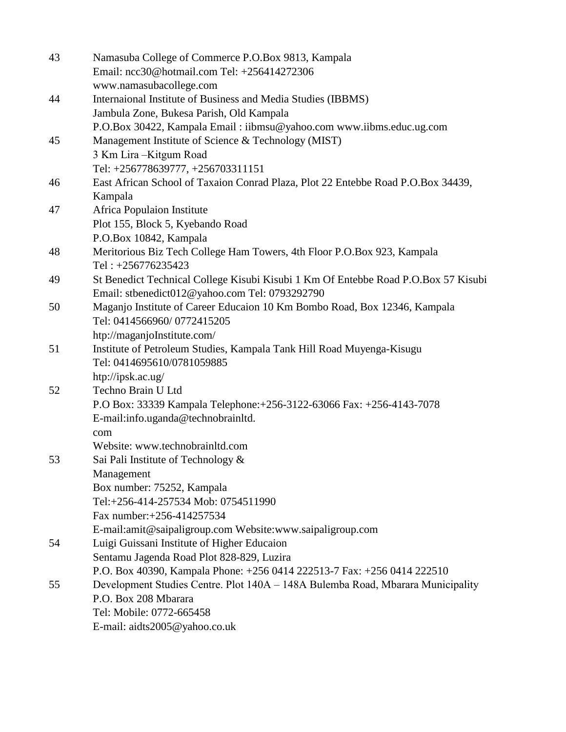| | |
|---|---|
| 43 | Namasuba College of Commerce P.O.Box 9813, Kampala<br>Email: ncc30@hotmail.com Tel: +256414272306<br>www.namasubacollege.com |
| 44 | Internaional Institute of Business and Media Studies (IBBMS)<br>Jambula Zone, Bukesa Parish, Old Kampala<br>P.O.Box 30422, Kampala Email : iibmsu@yahoo.com www.iibms.educ.ug.com |
| 45 | Management Institute of Science & Technology (MIST)<br>3 Km Lira –Kitgum Road<br>Tel: +256778639777, +256703311151 |
| 46 | East African School of Taxaion Conrad Plaza, Plot 22 Entebbe Road P.O.Box 34439, Kampala |
| 47 | Africa Populaion Institute<br>Plot 155, Block 5, Kyebando Road<br>P.O.Box 10842, Kampala |
| 48 | Meritorious Biz Tech College Ham Towers, 4th Floor P.O.Box 923, Kampala<br>Tel : +256776235423 |
| 49 | St Benedict Technical College Kisubi Kisubi 1 Km Of Entebbe Road P.O.Box 57 Kisubi<br>Email: stbenedict012@yahoo.com Tel: 0793292790 |
| 50 | Maganjo Institute of Career Educaion 10 Km Bombo Road, Box 12346, Kampala<br>Tel: 0414566960/ 0772415205<br>htp://maganjoInstitute.com/ |
| 51 | Institute of Petroleum Studies, Kampala Tank Hill Road Muyenga-Kisugu<br>Tel: 0414695610/0781059885<br>htp://ipsk.ac.ug/ |
| 52 | Techno Brain U Ltd<br>P.O Box: 33339 Kampala Telephone:+256-3122-63066 Fax: +256-4143-7078<br>E-mail:info.uganda@technobrainltd.<br>com<br>Website: www.technobrainltd.com |
| 53 | Sai Pali Institute of Technology &<br>Management<br>Box number: 75252, Kampala<br>Tel:+256-414-257534 Mob: 0754511990<br>Fax number:+256-414257534<br>E-mail:amit@saipaligroup.com Website:www.saipaligroup.com |
| 54 | Luigi Guissani Institute of Higher Educaion<br>Sentamu Jagenda Road Plot 828-829, Luzira<br>P.O. Box 40390, Kampala Phone: +256 0414 222513-7 Fax: +256 0414 222510 |
| 55 | Development Studies Centre. Plot 140A – 148A Bulemba Road, Mbarara Municipality<br>P.O. Box 208 Mbarara<br>Tel: Mobile: 0772-665458<br>E-mail: aidts2005@yahoo.co.uk |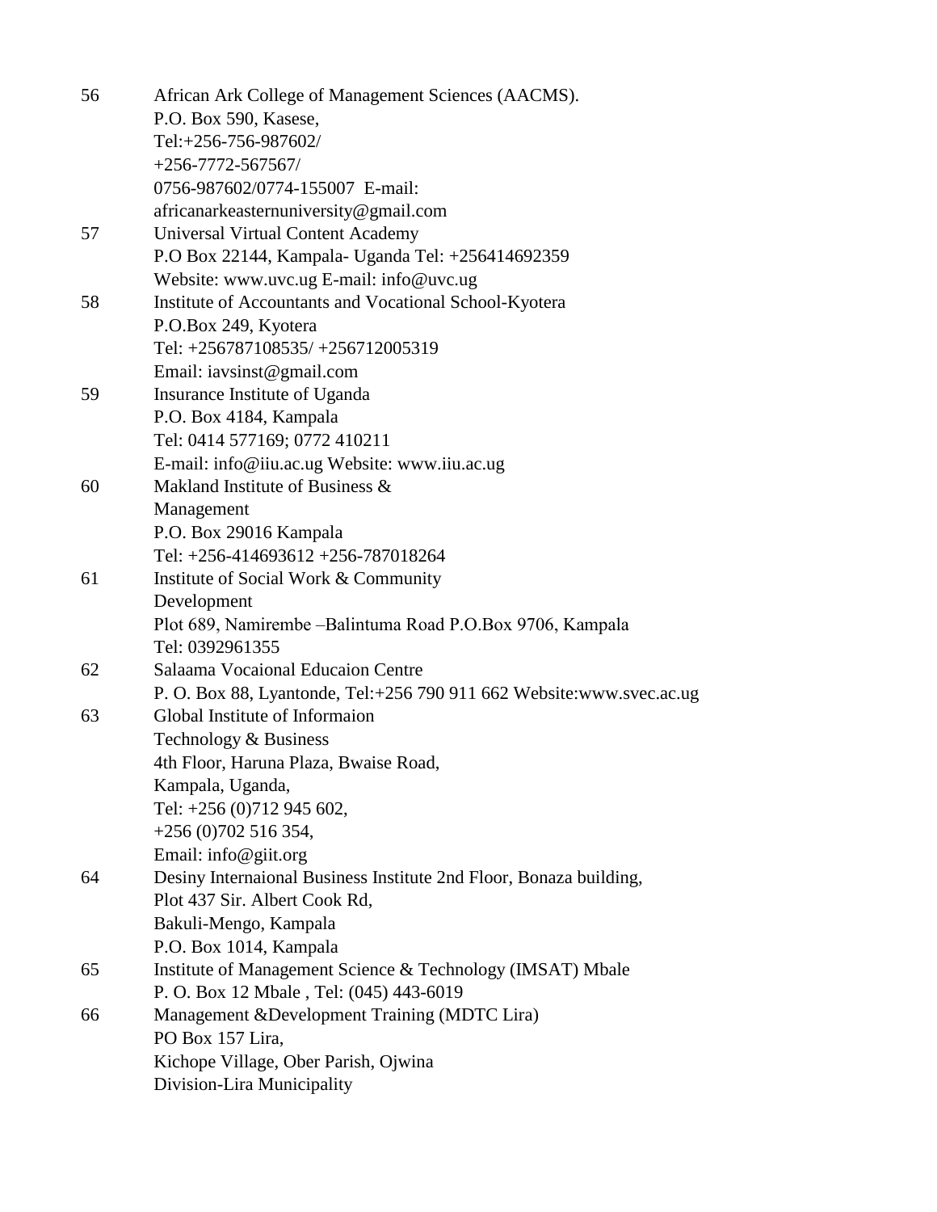| | |
|---|---|
| 56 | African Ark College of Management Sciences (AACMS).<br>P.O. Box 590, Kasese,<br>Tel:+256-756-987602/<br>+256-7772-567567/<br>0756-987602/0774-155007 E-mail:<br>africanarkeasternuniversity@gmail.com |
| 57 | Universal Virtual Content Academy<br>P.O Box 22144, Kampala- Uganda Tel: +256414692359<br>Website: www.uvc.ug E-mail: info@uvc.ug |
| 58 | Institute of Accountants and Vocational School-Kyotera<br>P.O.Box 249, Kyotera<br>Tel: +256787108535/ +256712005319<br>Email: iavsinst@gmail.com |
| 59 | Insurance Institute of Uganda<br>P.O. Box 4184, Kampala<br>Tel: 0414 577169; 0772 410211<br>E-mail: info@iiu.ac.ug Website: www.iiu.ac.ug |
| 60 | Makland Institute of Business &<br>Management<br>P.O. Box 29016 Kampala<br>Tel: +256-414693612 +256-787018264 |
| 61 | Institute of Social Work & Community<br>Development<br>Plot 689, Namirembe –Balintuma Road P.O.Box 9706, Kampala<br>Tel: 0392961355 |
| 62 | Salaama Vocaional Educaion Centre<br>P. O. Box 88, Lyantonde, Tel:+256 790 911 662 Website:www.svec.ac.ug |
| 63 | Global Institute of Informaion<br>Technology & Business<br>4th Floor, Haruna Plaza, Bwaise Road,<br>Kampala, Uganda,<br>Tel: +256 (0)712 945 602,<br>+256 (0)702 516 354,<br>Email: info@giit.org |
| 64 | Desiny Internaional Business Institute 2nd Floor, Bonaza building,<br>Plot 437 Sir. Albert Cook Rd,<br>Bakuli-Mengo, Kampala<br>P.O. Box 1014, Kampala |
| 65 | Institute of Management Science & Technology (IMSAT) Mbale<br>P. O. Box 12 Mbale , Tel: (045) 443-6019 |
| 66 | Management &Development Training (MDTC Lira)<br>PO Box 157 Lira,<br>Kichope Village, Ober Parish, Ojwina<br>Division-Lira Municipality |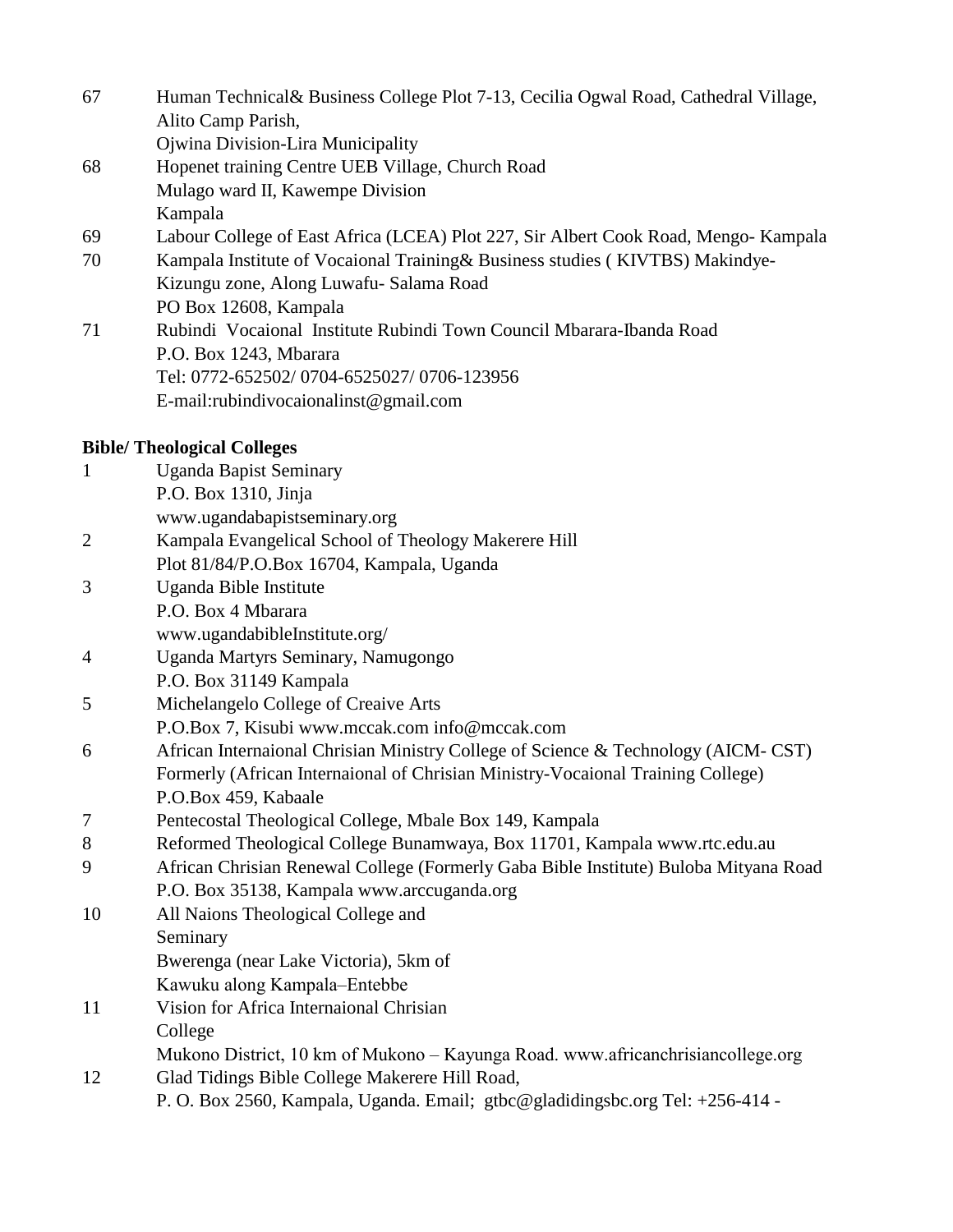67 Human Technical& Business College Plot 7-13, Cecilia Ogwal Road, Cathedral Village, Alito Camp Parish,
Ojwina Division-Lira Municipality

68 Hopenet training Centre UEB Village, Church Road
Mulago ward II, Kawempe Division
Kampala

69 Labour College of East Africa (LCEA) Plot 227, Sir Albert Cook Road, Mengo- Kampala

70 Kampala Institute of Vocaional Training& Business studies ( KIVTBS) Makindye-Kizungu zone, Along Luwafu- Salama Road
PO Box 12608, Kampala

71 Rubindi Vocaional Institute Rubindi Town Council Mbarara-Ibanda Road
P.O. Box 1243, Mbarara
Tel: 0772-652502/ 0704-6525027/ 0706-123956
E-mail:rubindivocaionalinst@gmail.com

**Bible/ Theological Colleges**

1 Uganda Bapist Seminary
P.O. Box 1310, Jinja
www.ugandabapistseminary.org

2 Kampala Evangelical School of Theology Makerere Hill
Plot 81/84/P.O.Box 16704, Kampala, Uganda

3 Uganda Bible Institute
P.O. Box 4 Mbarara
www.ugandabibleInstitute.org/

4 Uganda Martyrs Seminary, Namugongo
P.O. Box 31149 Kampala

5 Michelangelo College of Creaive Arts
P.O.Box 7, Kisubi www.mccak.com info@mccak.com

6 African Internaional Chrisian Ministry College of Science & Technology (AICM- CST)
Formerly (African Internaional of Chrisian Ministry-Vocaional Training College)
P.O.Box 459, Kabaale

7 Pentecostal Theological College, Mbale Box 149, Kampala

8 Reformed Theological College Bunamwaya, Box 11701, Kampala www.rtc.edu.au

9 African Chrisian Renewal College (Formerly Gaba Bible Institute) Buloba Mityana Road
P.O. Box 35138, Kampala www.arccuganda.org

10 All Naions Theological College and
Seminary
Bwerenga (near Lake Victoria), 5km of
Kawuku along Kampala–Entebbe

11 Vision for Africa Internaional Chrisian
College
Mukono District, 10 km of Mukono – Kayunga Road. www.africanchrisiancollege.org

12 Glad Tidings Bible College Makerere Hill Road,
P. O. Box 2560, Kampala, Uganda. Email; gtbc@gladidingsbc.org Tel: +256-414 -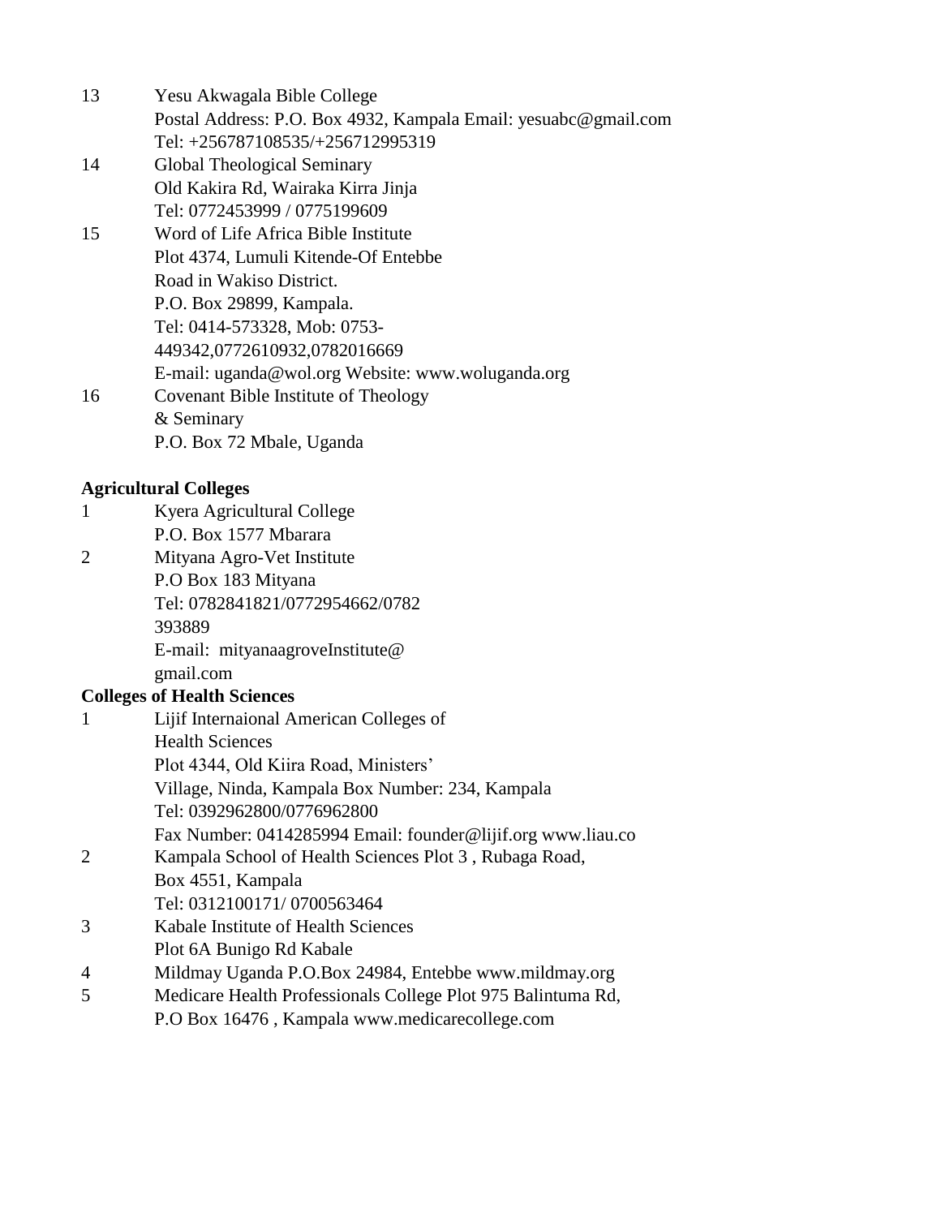13 Yesu Akwagala Bible College
Postal Address: P.O. Box 4932, Kampala Email: yesuabc@gmail.com
Tel: +256787108535/+256712995319

14 Global Theological Seminary
Old Kakira Rd, Wairaka Kirra Jinja
Tel: 0772453999 / 0775199609

15 Word of Life Africa Bible Institute
Plot 4374, Lumuli Kitende-Of Entebbe
Road in Wakiso District.
P.O. Box 29899, Kampala.
Tel: 0414-573328, Mob: 0753-
449342,0772610932,0782016669
E-mail: uganda@wol.org Website: www.woluganda.org

16 Covenant Bible Institute of Theology
& Seminary
P.O. Box 72 Mbale, Uganda

**Agricultural Colleges**

1 Kyera Agricultural College
P.O. Box 1577 Mbarara

2 Mityana Agro-Vet Institute
P.O Box 183 Mityana
Tel: 0782841821/0772954662/0782
393889
E-mail: mityanaagroveInstitute@
gmail.com

**Colleges of Health Sciences**

1 Lijif Internaional American Colleges of
Health Sciences
Plot 4344, Old Kiira Road, Ministers'
Village, Ninda, Kampala Box Number: 234, Kampala
Tel: 0392962800/0776962800
Fax Number: 0414285994 Email: founder@lijif.org www.liau.co

2 Kampala School of Health Sciences Plot 3 , Rubaga Road,
Box 4551, Kampala
Tel: 0312100171/ 0700563464

3 Kabale Institute of Health Sciences
Plot 6A Bunigo Rd Kabale

4 Mildmay Uganda P.O.Box 24984, Entebbe www.mildmay.org

5 Medicare Health Professionals College Plot 975 Balintuma Rd,
P.O Box 16476 , Kampala www.medicarecollege.com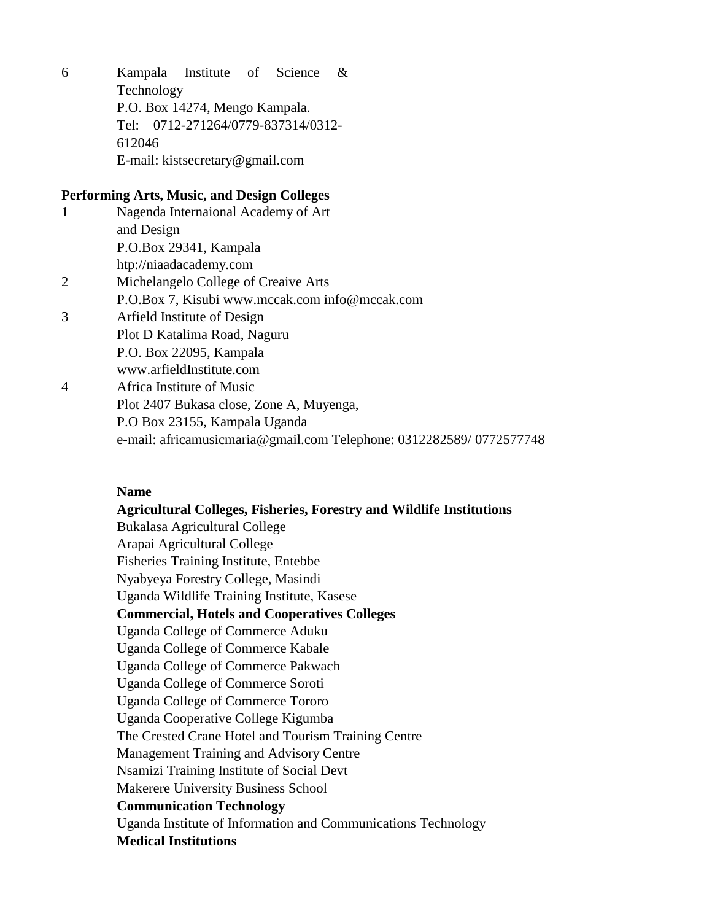6 Kampala Institute of Science & Technology
P.O. Box 14274, Mengo Kampala.
Tel: 0712-271264/0779-837314/0312-612046
E-mail: kistsecretary@gmail.com

**Performing Arts, Music, and Design Colleges**

1 Nagenda Internaional Academy of Art and Design
P.O.Box 29341, Kampala
htp://niaadacademy.com

2 Michelangelo College of Creaive Arts
P.O.Box 7, Kisubi www.mccak.com info@mccak.com

3 Arfield Institute of Design
Plot D Katalima Road, Naguru
P.O. Box 22095, Kampala
www.arfieldInstitute.com

4 Africa Institute of Music
Plot 2407 Bukasa close, Zone A, Muyenga,
P.O Box 23155, Kampala Uganda
e-mail: africamusicmaria@gmail.com Telephone: 0312282589/ 0772577748

**Name**

**Agricultural Colleges, Fisheries, Forestry and Wildlife Institutions**

Bukalasa Agricultural College
Arapai Agricultural College
Fisheries Training Institute, Entebbe
Nyabyeya Forestry College, Masindi
Uganda Wildlife Training Institute, Kasese

**Commercial, Hotels and Cooperatives Colleges**

Uganda College of Commerce Aduku
Uganda College of Commerce Kabale
Uganda College of Commerce Pakwach
Uganda College of Commerce Soroti
Uganda College of Commerce Tororo
Uganda Cooperative College Kigumba
The Crested Crane Hotel and Tourism Training Centre
Management Training and Advisory Centre
Nsamizi Training Institute of Social Devt
Makerere University Business School

**Communication Technology**

Uganda Institute of Information and Communications Technology

**Medical Institutions**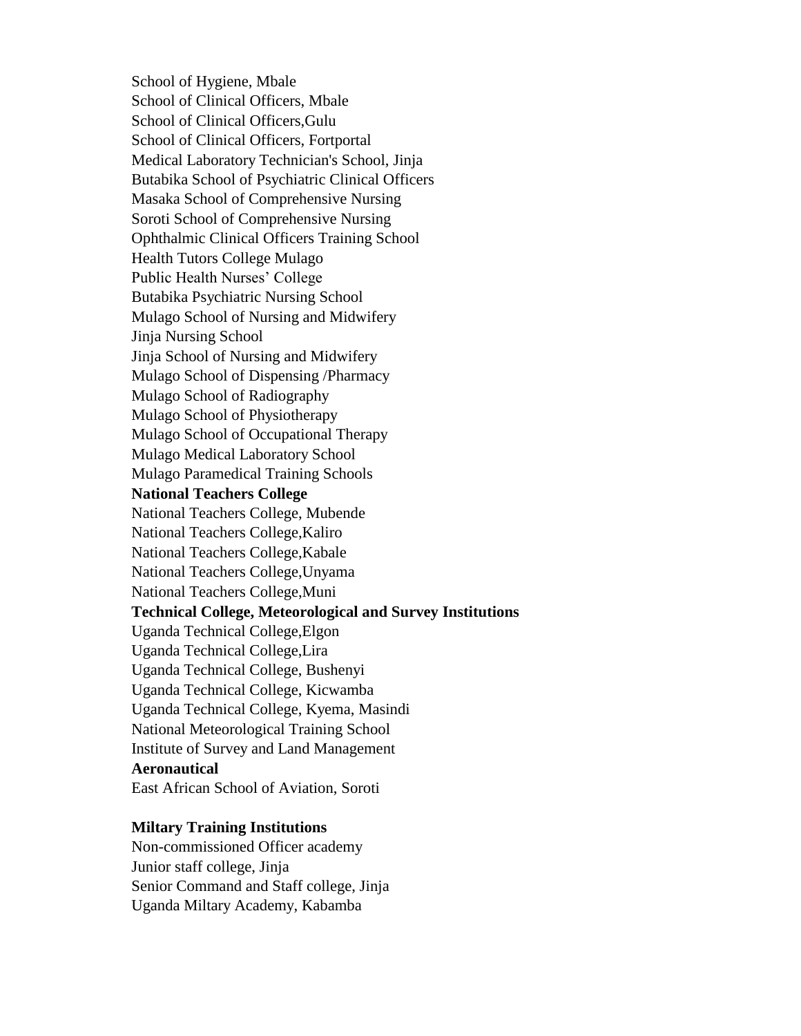School of Hygiene, Mbale  
School of Clinical Officers, Mbale  
School of Clinical Officers,Gulu  
School of Clinical Officers, Fortportal  
Medical Laboratory Technician's School, Jinja  
Butabika School of Psychiatric Clinical Officers  
Masaka School of Comprehensive Nursing  
Soroti School of Comprehensive Nursing  
Ophthalmic Clinical Officers Training School  
Health Tutors College Mulago  
Public Health Nurses' College  
Butabika Psychiatric Nursing School  
Mulago School of Nursing and Midwifery  
Jinja Nursing School  
Jinja School of Nursing and Midwifery  
Mulago School of Dispensing /Pharmacy  
Mulago School of Radiography  
Mulago School of Physiotherapy  
Mulago School of Occupational Therapy  
Mulago Medical Laboratory School  
Mulago Paramedical Training Schools

**National Teachers College**

National Teachers College, Mubende  
National Teachers College,Kaliro  
National Teachers College,Kabale  
National Teachers College,Unyama  
National Teachers College,Muni

**Technical College, Meteorological and Survey Institutions**

Uganda Technical College,Elgon  
Uganda Technical College,Lira  
Uganda Technical College, Bushenyi  
Uganda Technical College, Kicwamba  
Uganda Technical College, Kyema, Masindi  
National Meteorological Training School  
Institute of Survey and Land Management

**Aeronautical**

East African School of Aviation, Soroti

**Miltary Training Institutions**

Non-commissioned Officer academy  
Junior staff college, Jinja  
Senior Command and Staff college, Jinja  
Uganda Miltary Academy, Kabamba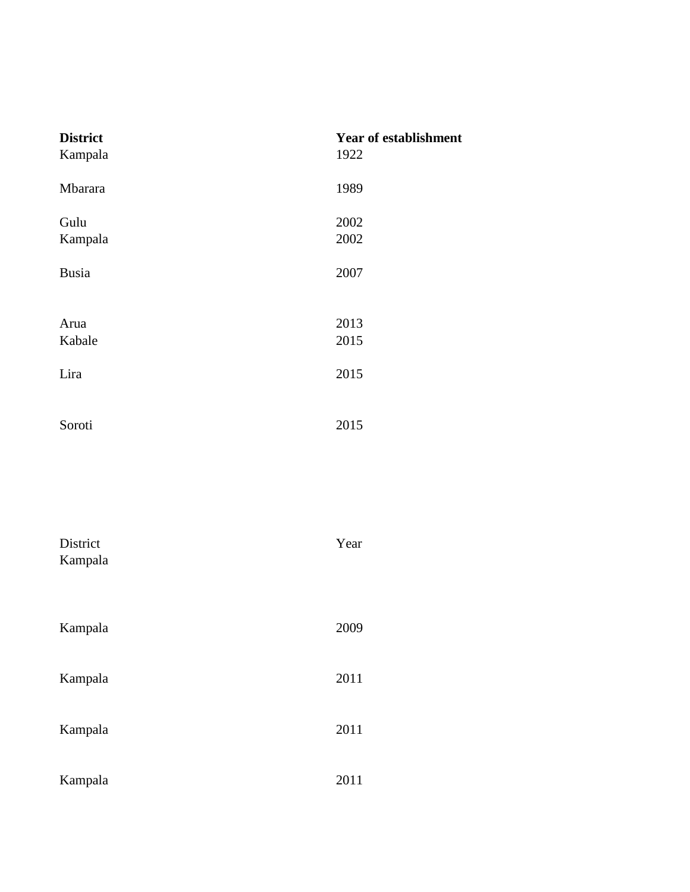| **District** | **Year of establishment** |
| --- | --- |
| Kampala | 1922 |
| Mbarara | 1989 |
| Gulu | 2002 |
| Kampala | 2002 |
| Busia | 2007 |
| Arua | 2013 |
| Kabale | 2015 |
| Lira | 2015 |
| Soroti | 2015 |

| District | Year |
| --- | --- |
| Kampala | |
| Kampala | 2009 |
| Kampala | 2011 |
| Kampala | 2011 |
| Kampala | 2011 |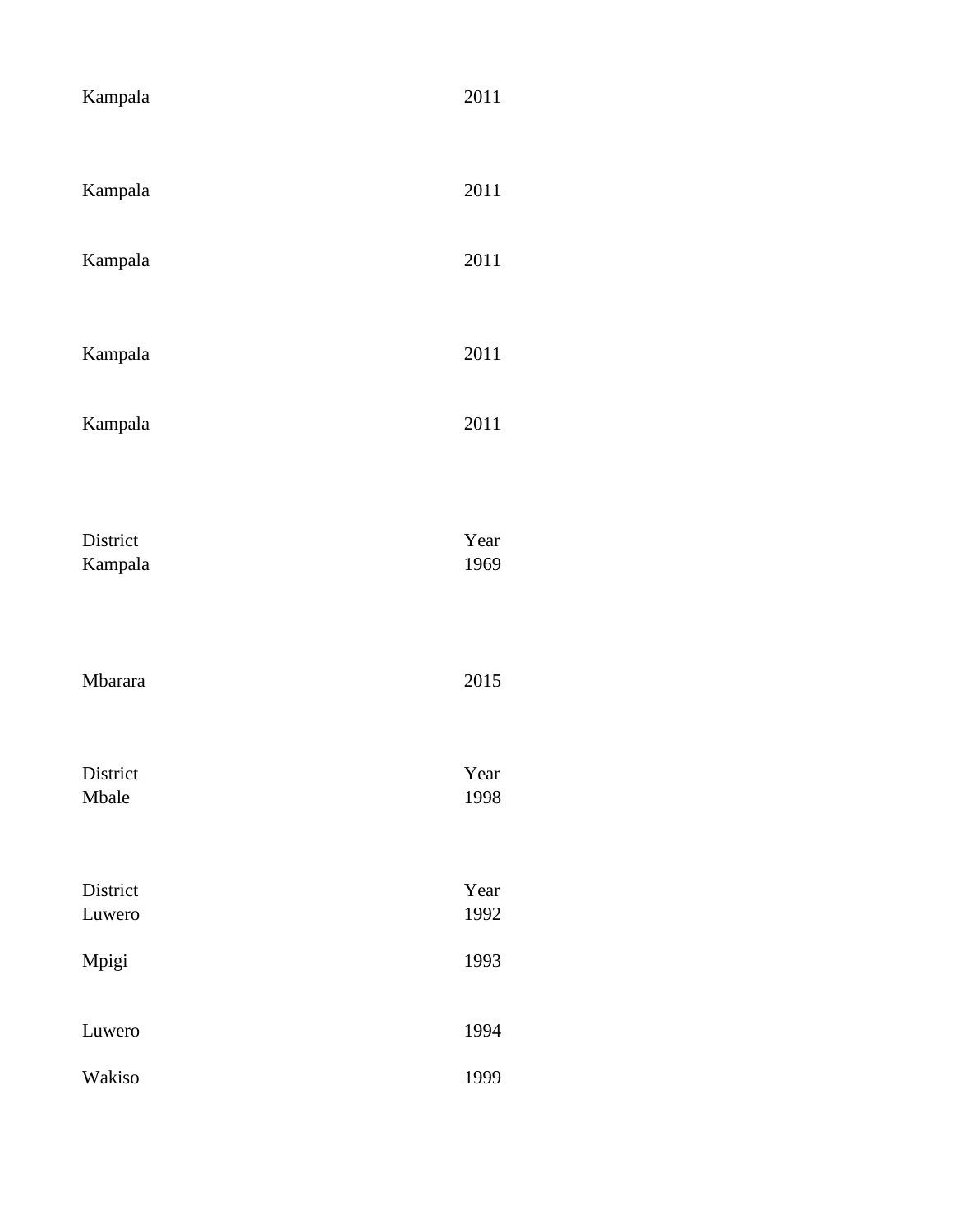| | |
|---|---|
| Kampala | 2011 |
| Kampala | 2011 |
| Kampala | 2011 |
| Kampala | 2011 |
| Kampala | 2011 |

| District | Year |
|---|---|
| Kampala | 1969 |
| Mbarara | 2015 |

| District | Year |
|---|---|
| Mbale | 1998 |

| District | Year |
|---|---|
| Luwero | 1992 |
| Mpigi | 1993 |
| Luwero | 1994 |
| Wakiso | 1999 |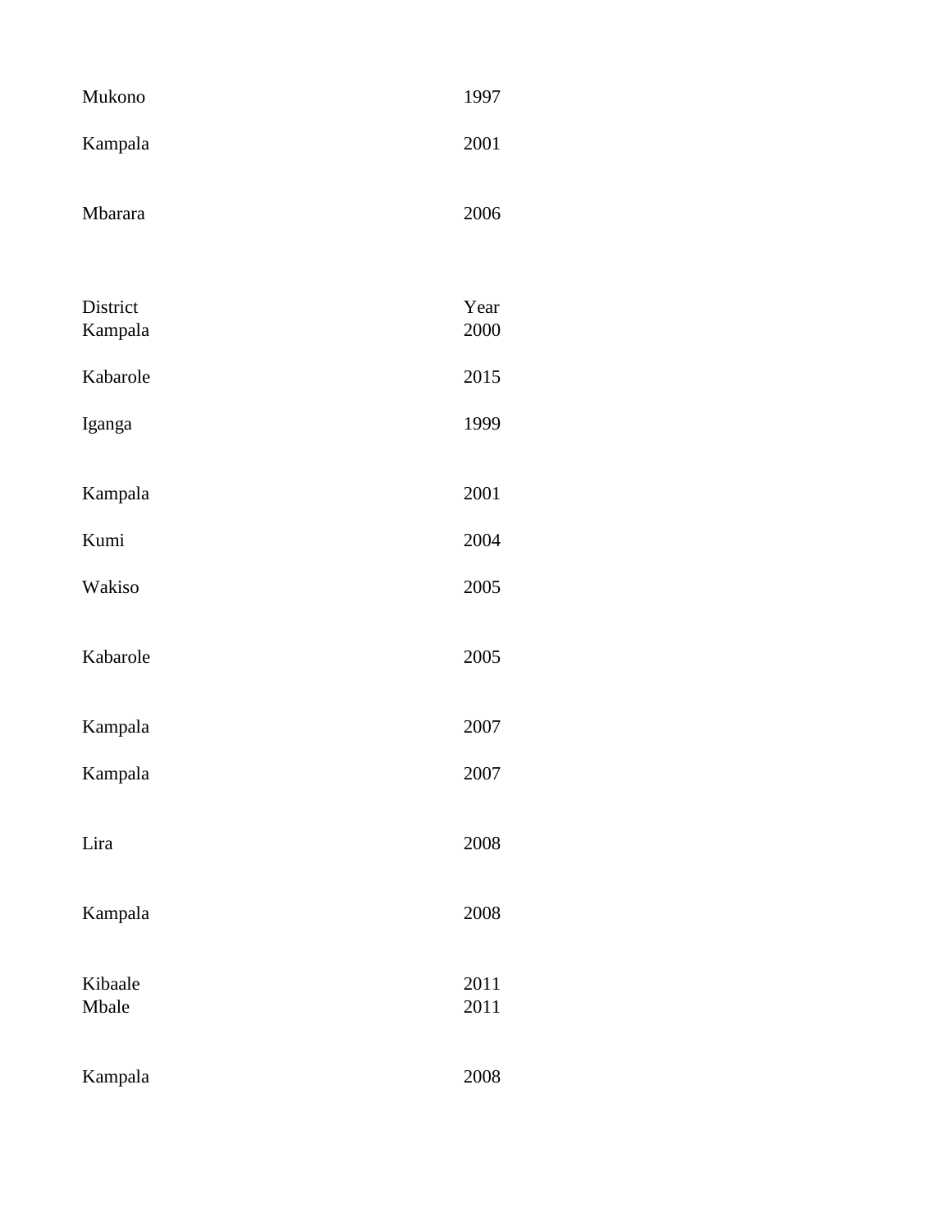| | |
|---|---|
| Mukono | 1997 |
| Kampala | 2001 |
| Mbarara | 2006 |

| District | Year |
|---|---|
| Kampala | 2000 |
| Kabarole | 2015 |
| Iganga | 1999 |
| Kampala | 2001 |
| Kumi | 2004 |
| Wakiso | 2005 |
| Kabarole | 2005 |
| Kampala | 2007 |
| Kampala | 2007 |
| Lira | 2008 |
| Kampala | 2008 |
| Kibaale | 2011 |
| Mbale | 2011 |
| Kampala | 2008 |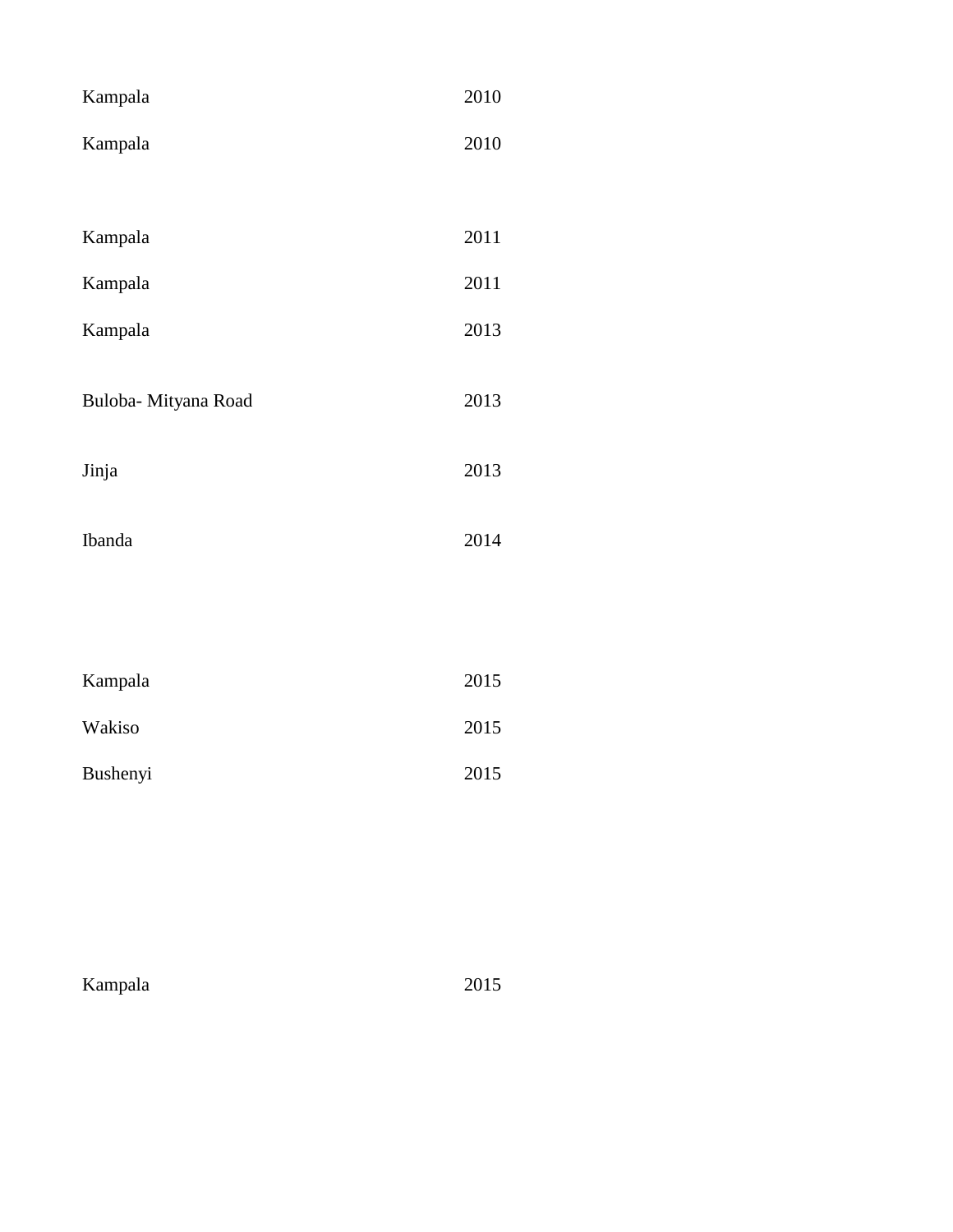| | |
|---|---|
| Kampala | 2010 |
| Kampala | 2010 |
| Kampala | 2011 |
| Kampala | 2011 |
| Kampala | 2013 |
| Buloba- Mityana Road | 2013 |
| Jinja | 2013 |
| Ibanda | 2014 |
| Kampala | 2015 |
| Wakiso | 2015 |
| Bushenyi | 2015 |
| Kampala | 2015 |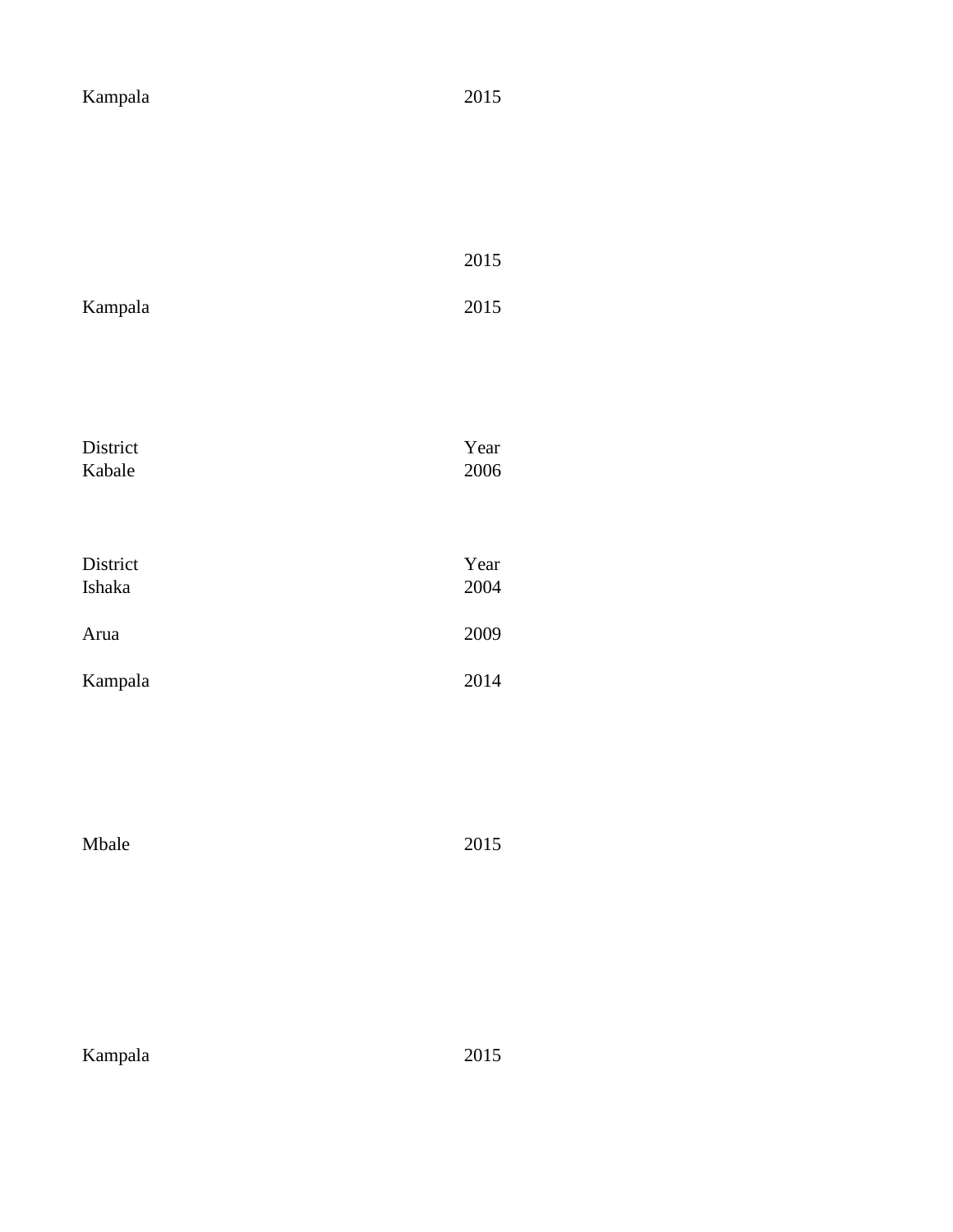Kampala 2015

2015

Kampala 2015

| District | Year |
| --- | --- |
| Kabale | 2006 |

| District | Year |
| --- | --- |
| Ishaka | 2004 |
| Arua | 2009 |
| Kampala | 2014 |

Mbale 2015

Kampala 2015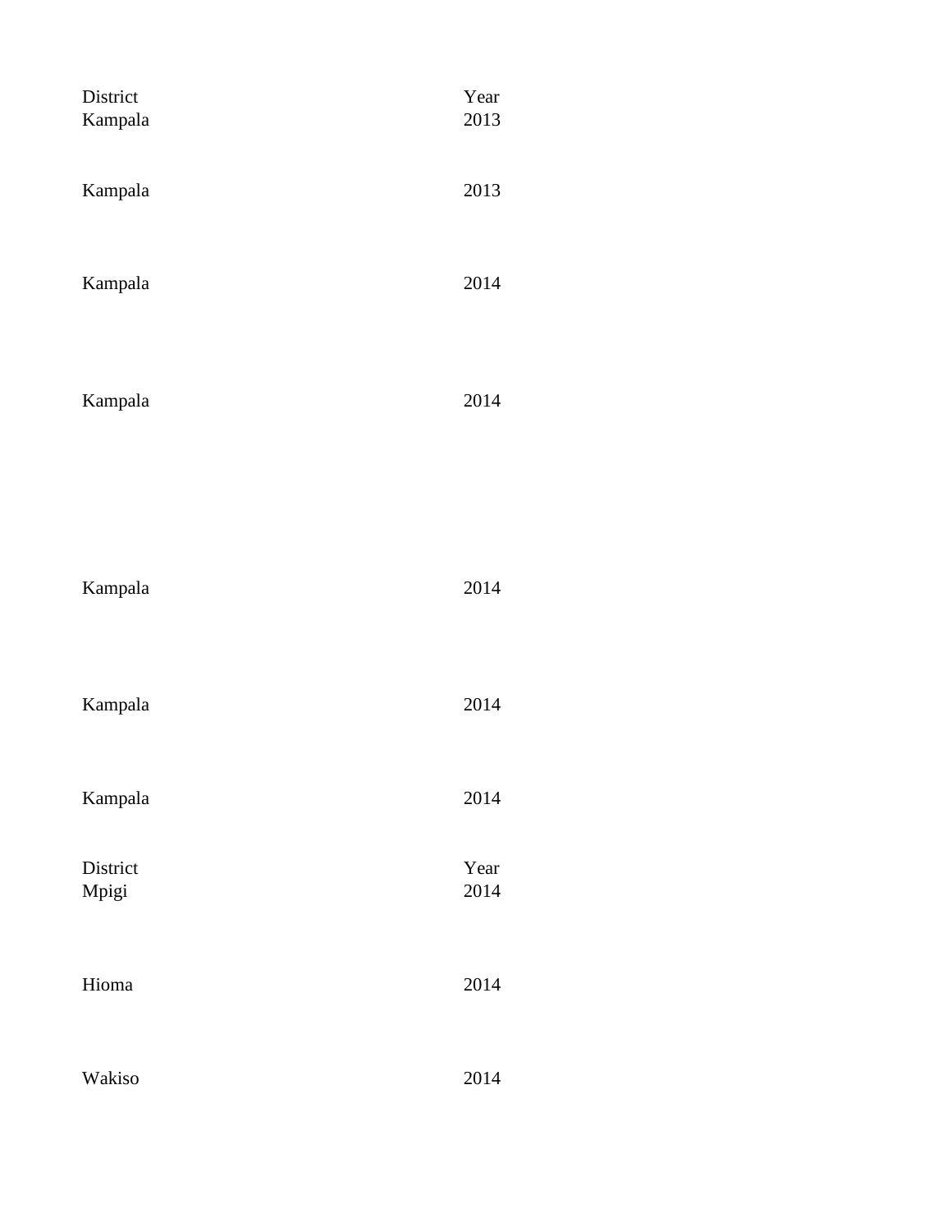| District | Year |
|---|---|
| Kampala | 2013 |
| Kampala | 2013 |
| Kampala | 2014 |
| Kampala | 2014 |
| Kampala | 2014 |
| Kampala | 2014 |
| Kampala | 2014 |

| District | Year |
|---|---|
| Mpigi | 2014 |
| Hioma | 2014 |
| Wakiso | 2014 |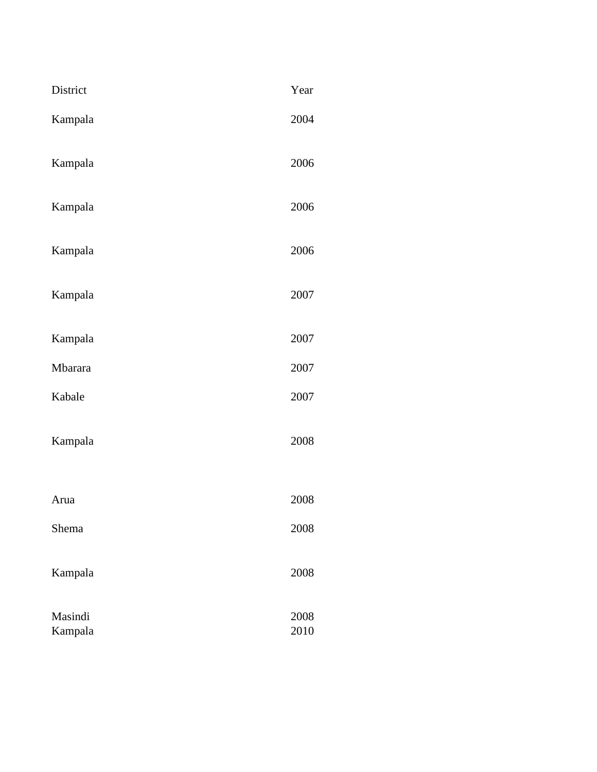| District | Year |
| --- | --- |
| Kampala | 2004 |
| Kampala | 2006 |
| Kampala | 2006 |
| Kampala | 2006 |
| Kampala | 2007 |
| Kampala | 2007 |
| Mbarara | 2007 |
| Kabale | 2007 |
| Kampala | 2008 |
| Arua | 2008 |
| Shema | 2008 |
| Kampala | 2008 |
| Masindi | 2008 |
| Kampala | 2010 |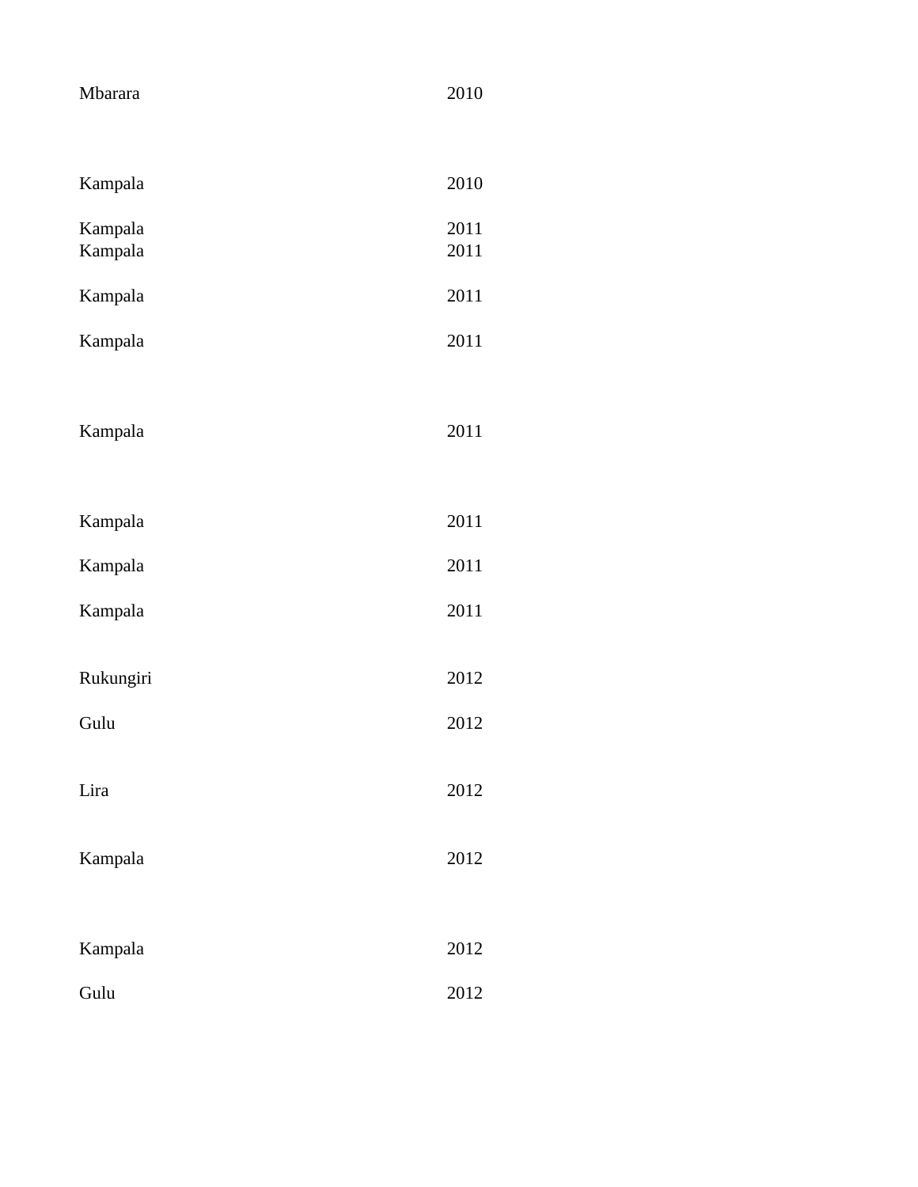| | |
|---|---|
| Mbarara | 2010 |
| Kampala | 2010 |
| Kampala | 2011 |
| Kampala | 2011 |
| Kampala | 2011 |
| Kampala | 2011 |
| Kampala | 2011 |
| Kampala | 2011 |
| Kampala | 2011 |
| Kampala | 2011 |
| Rukungiri | 2012 |
| Gulu | 2012 |
| Lira | 2012 |
| Kampala | 2012 |
| Kampala | 2012 |
| Gulu | 2012 |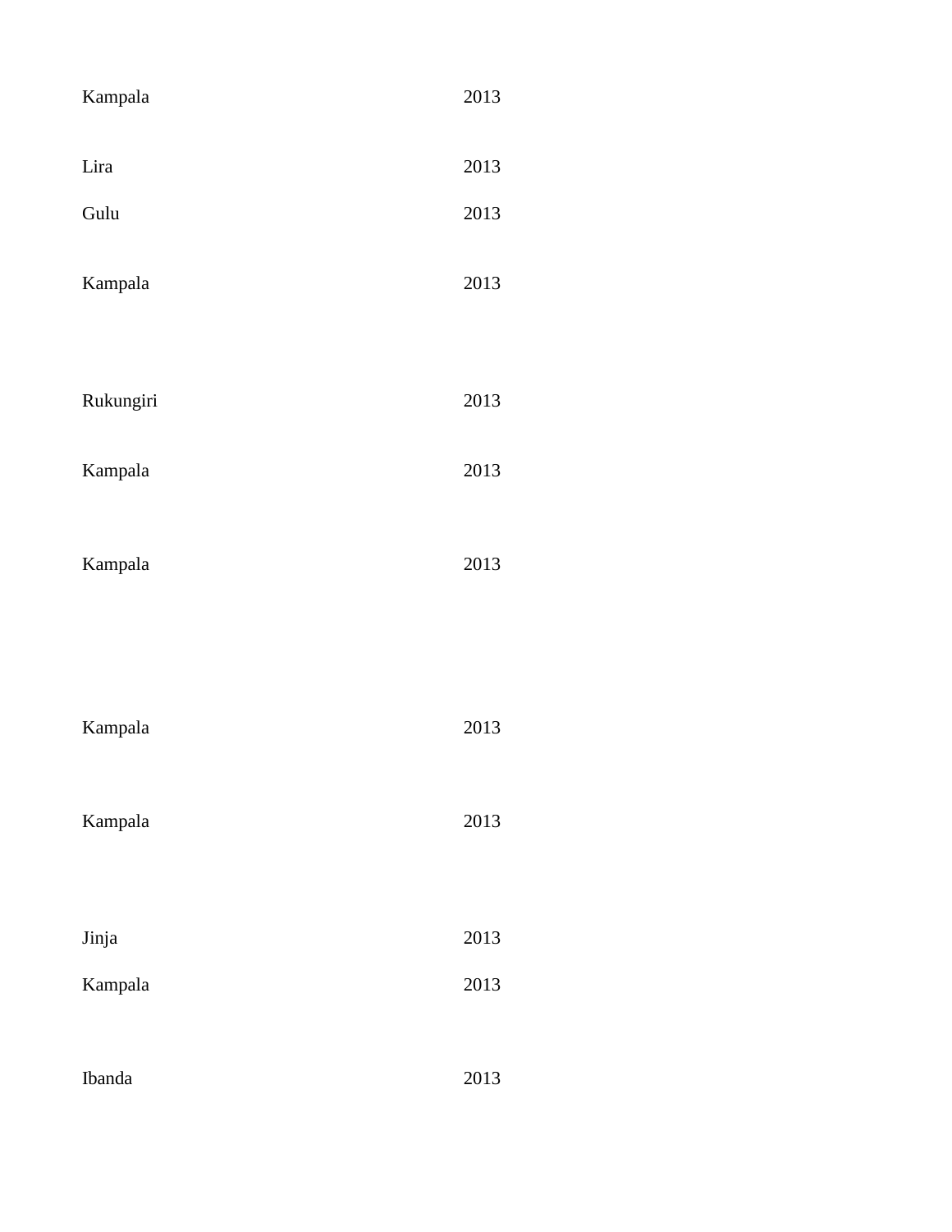| | |
|---|---|
| Kampala | 2013 |
| Lira | 2013 |
| Gulu | 2013 |
| Kampala | 2013 |
| Rukungiri | 2013 |
| Kampala | 2013 |
| Kampala | 2013 |
| Kampala | 2013 |
| Kampala | 2013 |
| Jinja | 2013 |
| Kampala | 2013 |
| Ibanda | 2013 |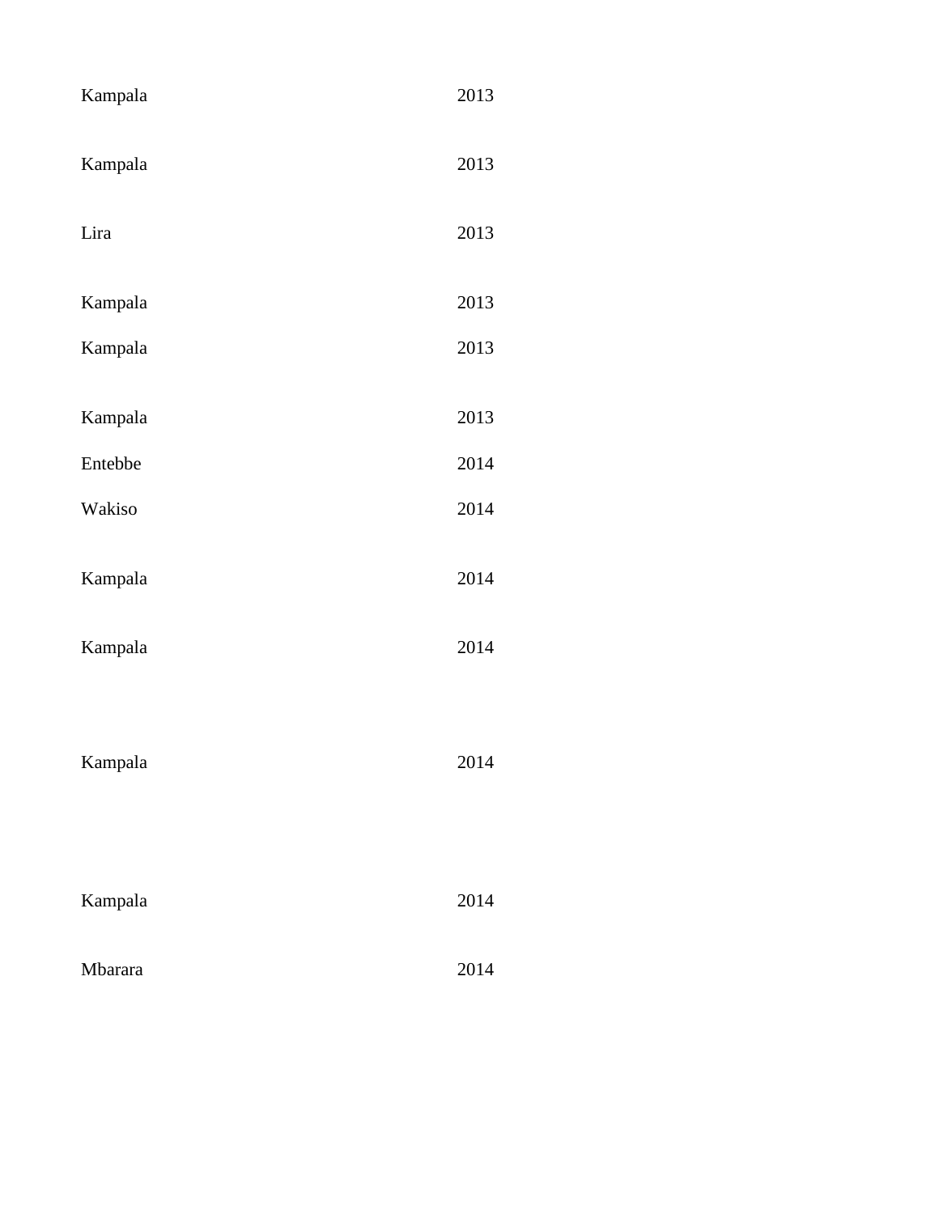| | |
|---|---|
| Kampala | 2013 |
| Kampala | 2013 |
| Lira | 2013 |
| Kampala | 2013 |
| Kampala | 2013 |
| Kampala | 2013 |
| Entebbe | 2014 |
| Wakiso | 2014 |
| Kampala | 2014 |
| Kampala | 2014 |
| Kampala | 2014 |
| Kampala | 2014 |
| Mbarara | 2014 |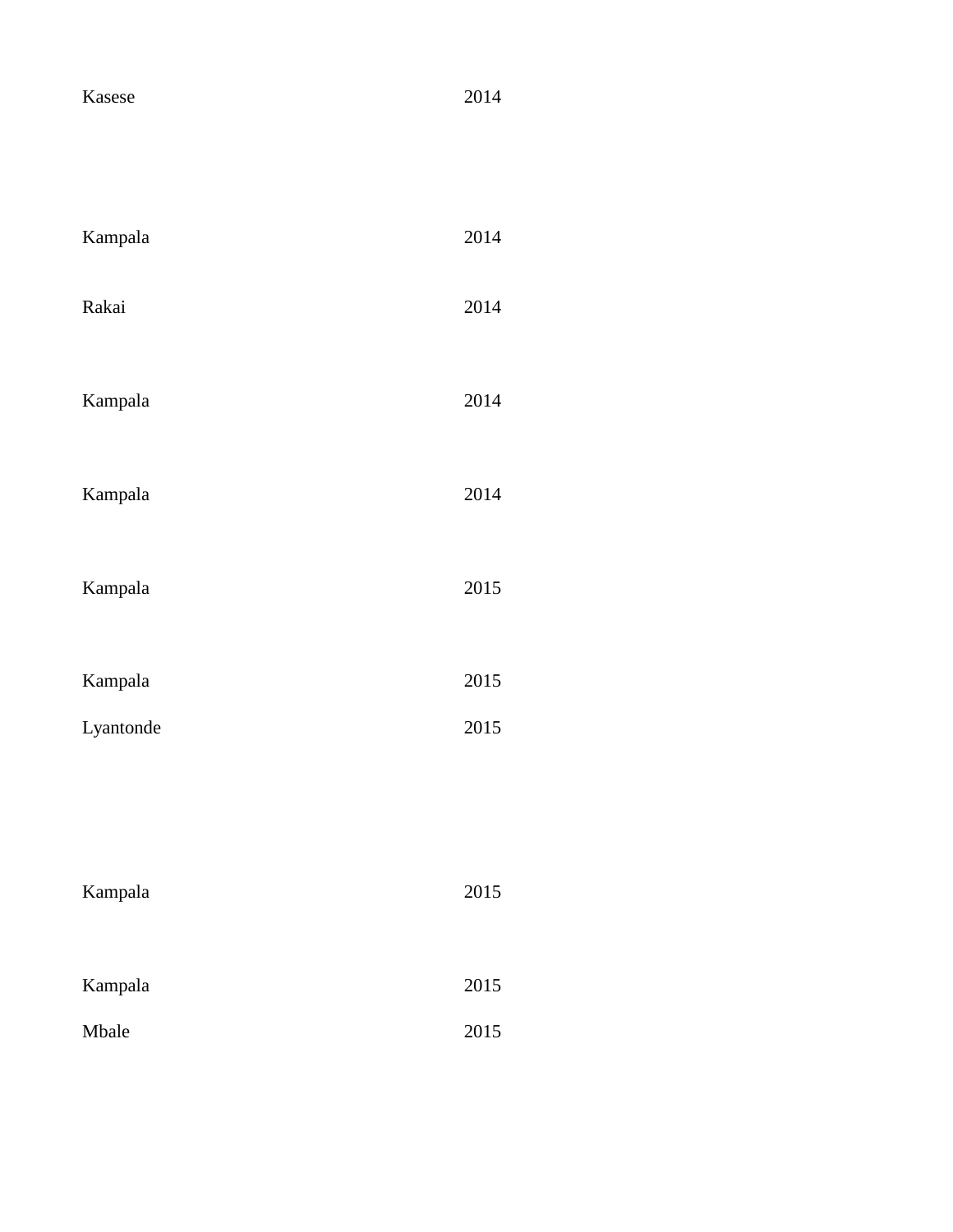| | |
|---|---|
| Kasese | 2014 |
| Kampala | 2014 |
| Rakai | 2014 |
| Kampala | 2014 |
| Kampala | 2014 |
| Kampala | 2015 |
| Kampala | 2015 |
| Lyantonde | 2015 |
| Kampala | 2015 |
| Kampala | 2015 |
| Mbale | 2015 |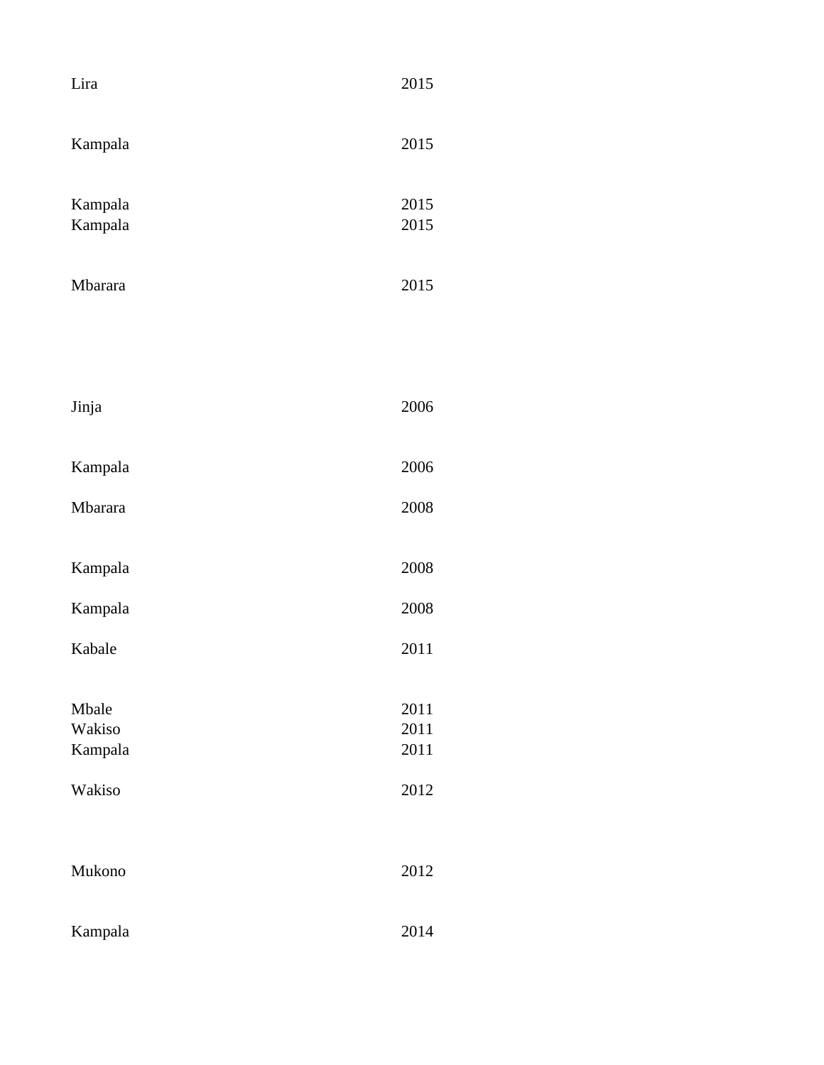| | |
|---|---|
| Lira | 2015 |
| Kampala | 2015 |
| Kampala | 2015 |
| Kampala | 2015 |
| Mbarara | 2015 |
| Jinja | 2006 |
| Kampala | 2006 |
| Mbarara | 2008 |
| Kampala | 2008 |
| Kampala | 2008 |
| Kabale | 2011 |
| Mbale | 2011 |
| Wakiso | 2011 |
| Kampala | 2011 |
| Wakiso | 2012 |
| Mukono | 2012 |
| Kampala | 2014 |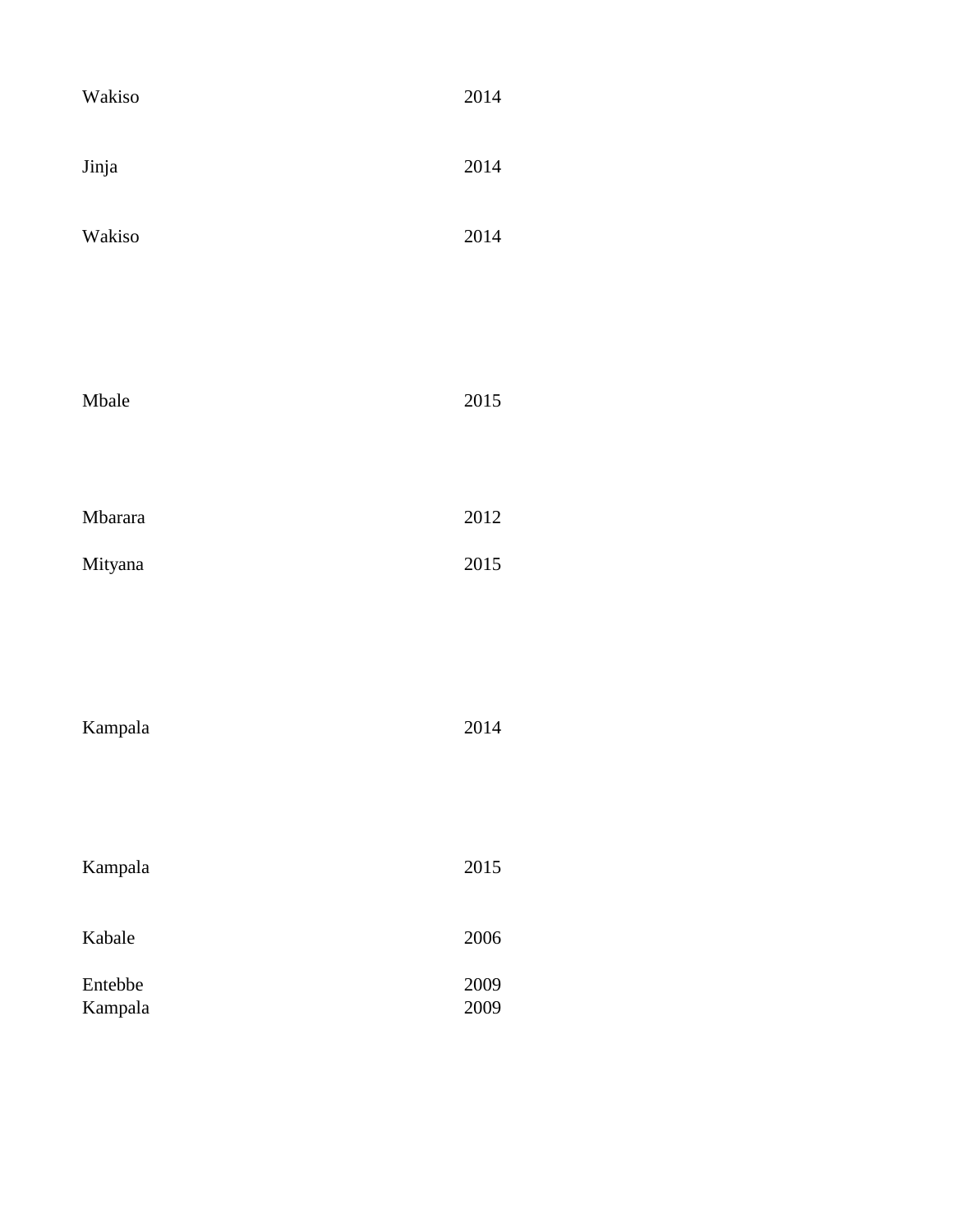| | |
|---|---|
| Wakiso | 2014 |
| Jinja | 2014 |
| Wakiso | 2014 |
| Mbale | 2015 |
| Mbarara | 2012 |
| Mityana | 2015 |
| Kampala | 2014 |
| Kampala | 2015 |
| Kabale | 2006 |
| Entebbe | 2009 |
| Kampala | 2009 |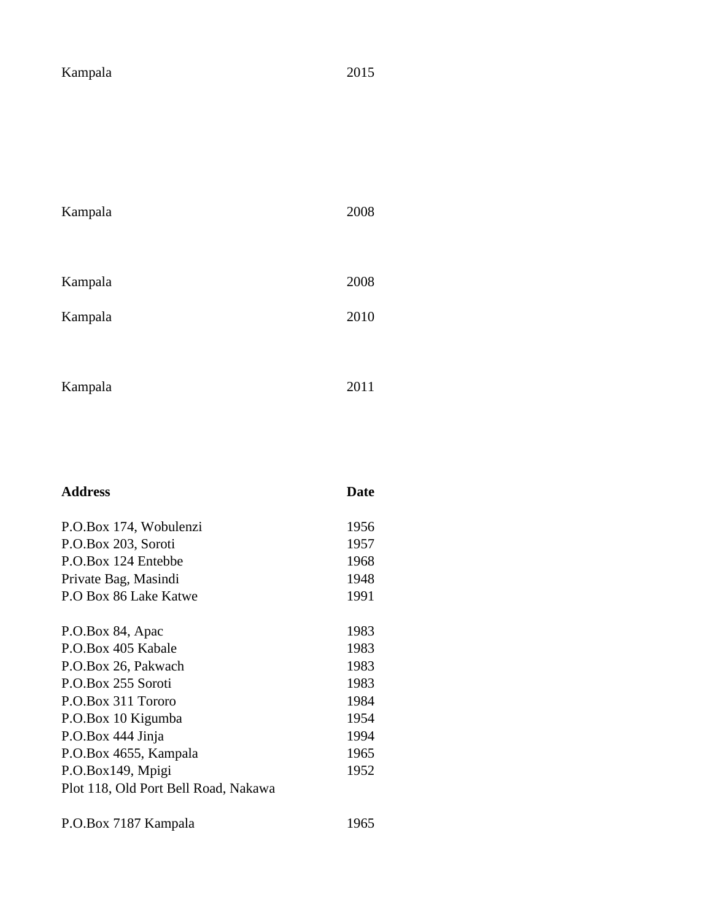| | |
|---|---|
| Kampala | 2015 |
| Kampala | 2008 |
| Kampala | 2008 |
| Kampala | 2010 |
| Kampala | 2011 |

| **Address** | **Date** |
|---|---|
| P.O.Box 174, Wobulenzi | 1956 |
| P.O.Box 203, Soroti | 1957 |
| P.O.Box 124 Entebbe | 1968 |
| Private Bag, Masindi | 1948 |
| P.O Box 86 Lake Katwe | 1991 |
| P.O.Box 84, Apac | 1983 |
| P.O.Box 405 Kabale | 1983 |
| P.O.Box 26, Pakwach | 1983 |
| P.O.Box 255 Soroti | 1983 |
| P.O.Box 311 Tororo | 1984 |
| P.O.Box 10 Kigumba | 1954 |
| P.O.Box 444 Jinja | 1994 |
| P.O.Box 4655, Kampala | 1965 |
| P.O.Box149, Mpigi | 1952 |
| Plot 118, Old Port Bell Road, Nakawa | |
| P.O.Box 7187 Kampala | 1965 |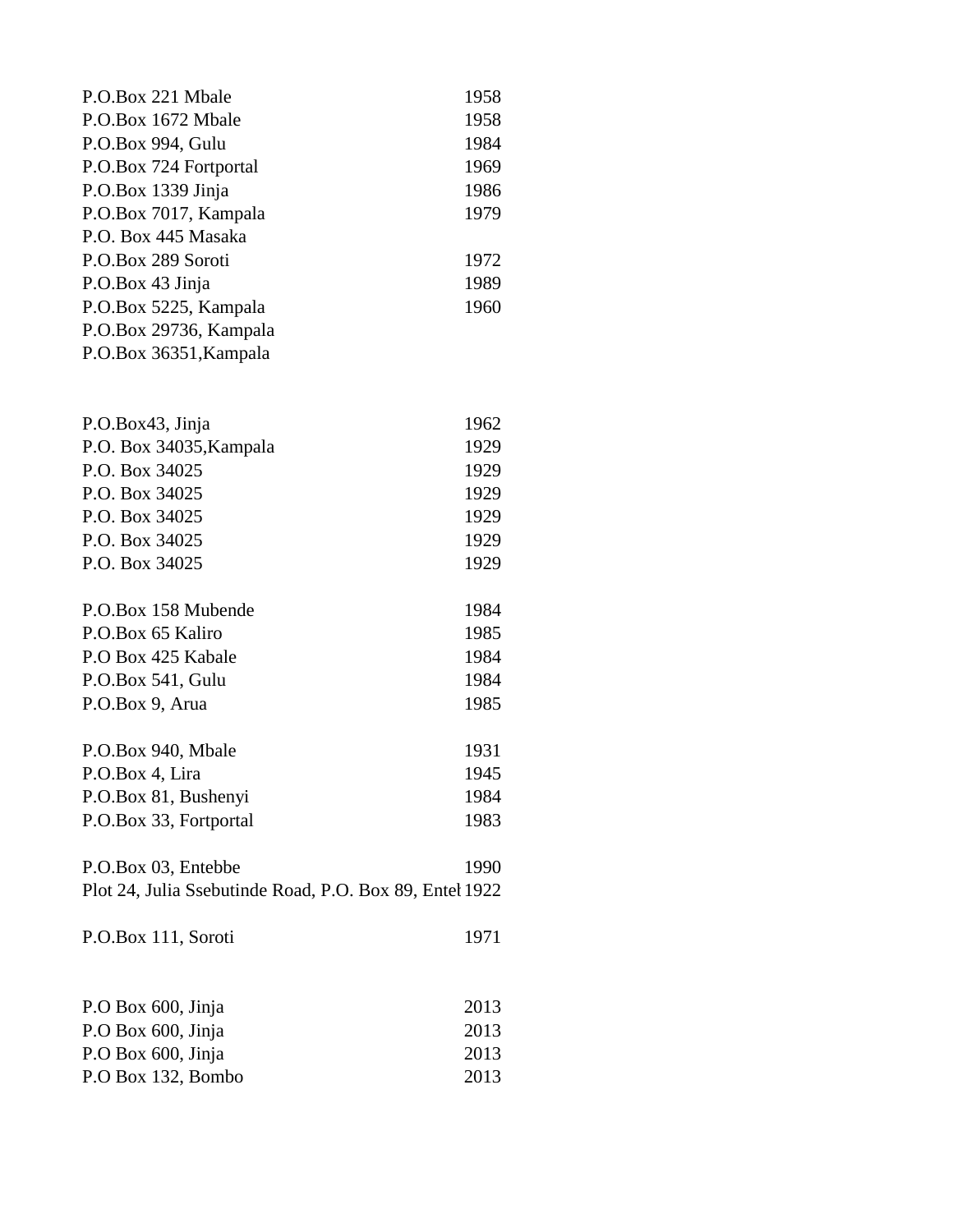| | |
|---|---|
| P.O.Box 221 Mbale | 1958 |
| P.O.Box 1672 Mbale | 1958 |
| P.O.Box 994, Gulu | 1984 |
| P.O.Box 724 Fortportal | 1969 |
| P.O.Box 1339 Jinja | 1986 |
| P.O.Box 7017, Kampala | 1979 |
| P.O. Box 445 Masaka | |
| P.O.Box 289 Soroti | 1972 |
| P.O.Box 43 Jinja | 1989 |
| P.O.Box 5225, Kampala | 1960 |
| P.O.Box 29736, Kampala | |
| P.O.Box 36351,Kampala | |
| | |
| | |
| P.O.Box43, Jinja | 1962 |
| P.O. Box 34035,Kampala | 1929 |
| P.O. Box 34025 | 1929 |
| P.O. Box 34025 | 1929 |
| P.O. Box 34025 | 1929 |
| P.O. Box 34025 | 1929 |
| P.O. Box 34025 | 1929 |
| | |
| P.O.Box 158 Mubende | 1984 |
| P.O.Box 65 Kaliro | 1985 |
| P.O Box 425 Kabale | 1984 |
| P.O.Box 541, Gulu | 1984 |
| P.O.Box 9, Arua | 1985 |
| | |
| P.O.Box 940, Mbale | 1931 |
| P.O.Box 4, Lira | 1945 |
| P.O.Box 81, Bushenyi | 1984 |
| P.O.Box 33, Fortportal | 1983 |
| | |
| P.O.Box 03, Entebbe | 1990 |
| Plot 24, Julia Ssebutinde Road, P.O. Box 89, Entel | 1922 |
| | |
| P.O.Box 111, Soroti | 1971 |
| | |
| | |
| P.O Box 600, Jinja | 2013 |
| P.O Box 600, Jinja | 2013 |
| P.O Box 600, Jinja | 2013 |
| P.O Box 132, Bombo | 2013 |